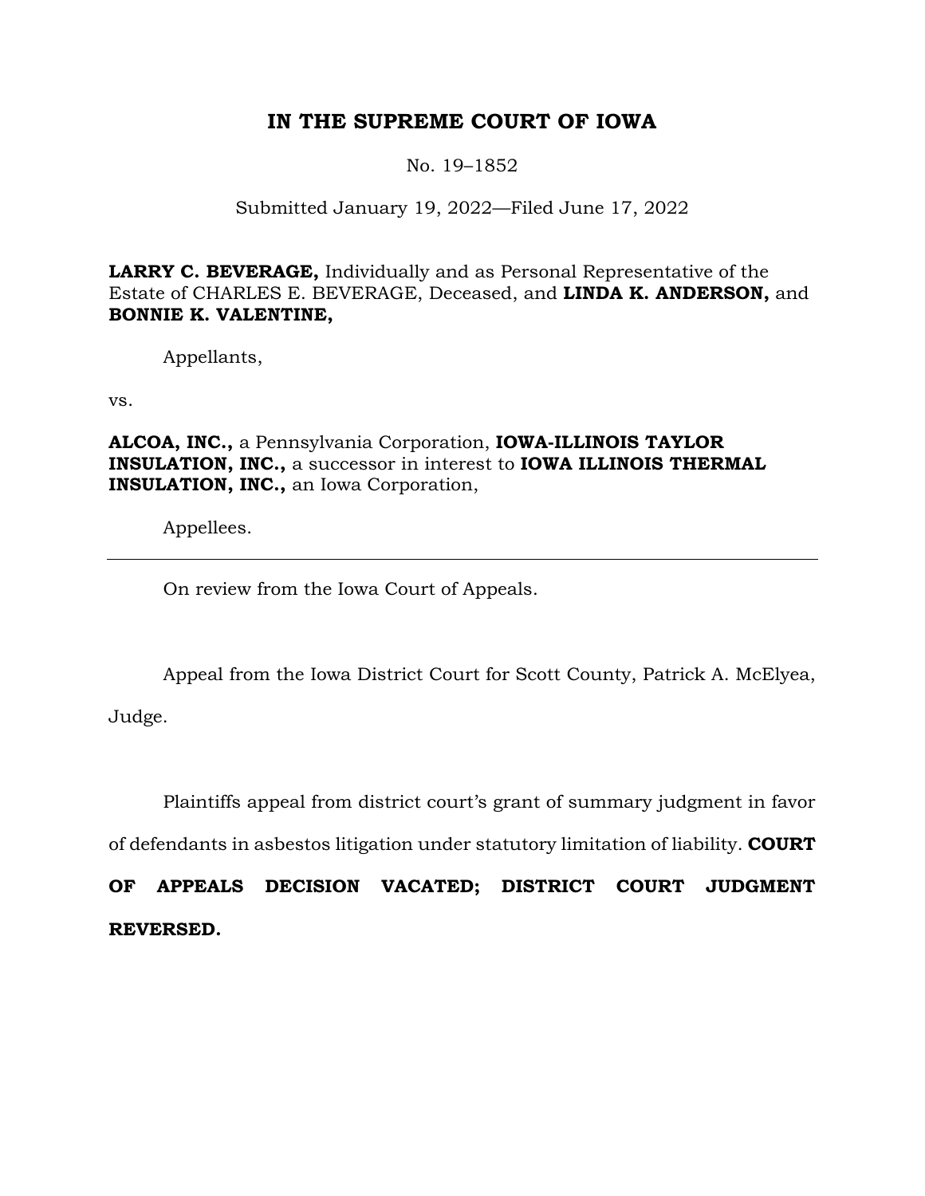# IN THE SUPREME COURT OF IOWA

No. 19–1852

Submitted January 19, 2022—Filed June 17, 2022

**LARRY C. BEVERAGE,** Individually and as Personal Representative of the Estate of CHARLES E. BEVERAGE, Deceased, and **LINDA K. ANDERSON,** and **BONNIE K. VALENTINE,**

Appellants,

vs.

**ALCOA, INC.,** a Pennsylvania Corporation, **IOWA-ILLINOIS TAYLOR INSULATION, INC.,** a successor in interest to **IOWA ILLINOIS THERMAL INSULATION, INC.,** an Iowa Corporation,

Appellees.

---

On review from the Iowa Court of Appeals.

Appeal from the Iowa District Court for Scott County, Patrick A. McElyea, Judge.

Plaintiffs appeal from district court's grant of summary judgment in favor of defendants in asbestos litigation under statutory limitation of liability. **COURT OF APPEALS DECISION VACATED; DISTRICT COURT JUDGMENT REVERSED.**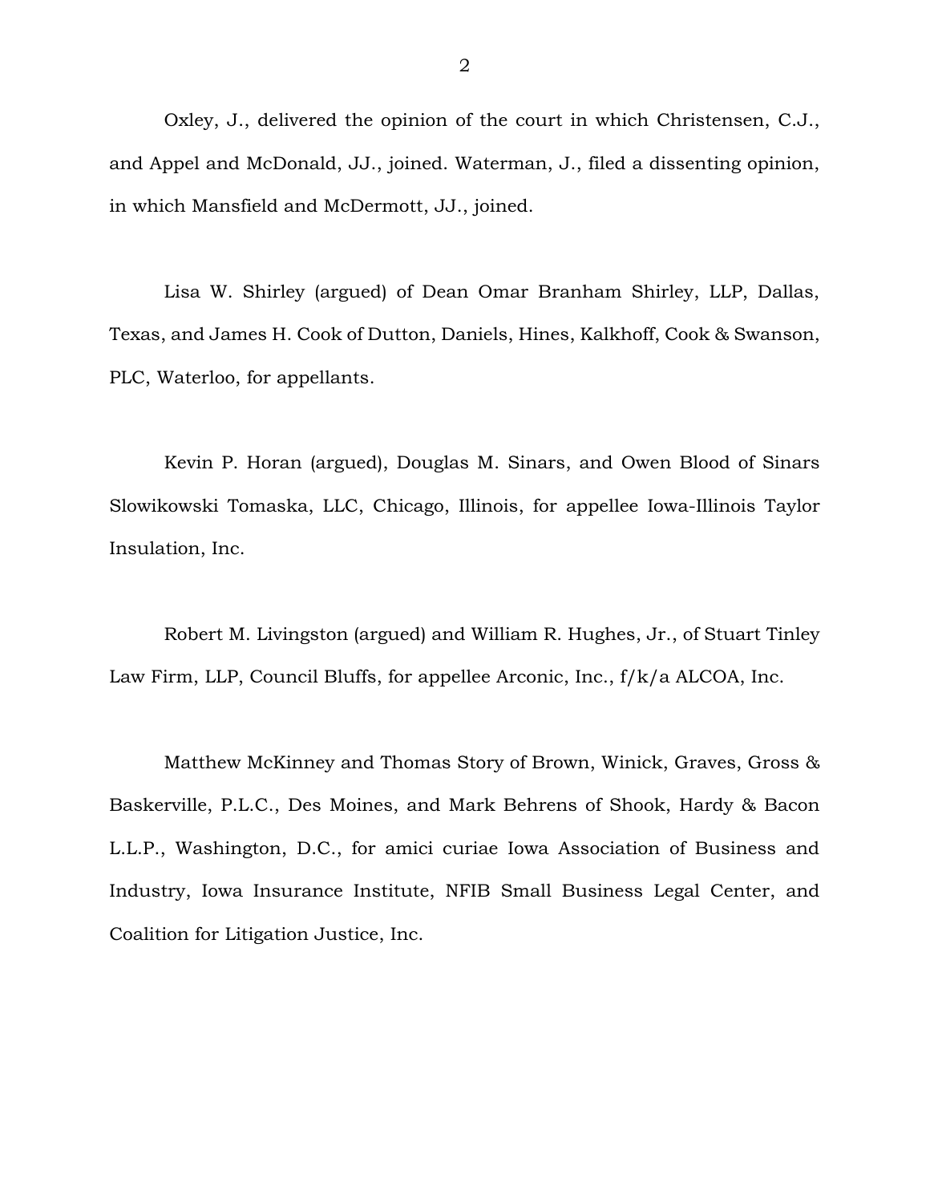Oxley, J., delivered the opinion of the court in which Christensen, C.J., and Appel and McDonald, JJ., joined. Waterman, J., filed a dissenting opinion, in which Mansfield and McDermott, JJ., joined.

Lisa W. Shirley (argued) of Dean Omar Branham Shirley, LLP, Dallas, Texas, and James H. Cook of Dutton, Daniels, Hines, Kalkhoff, Cook & Swanson, PLC, Waterloo, for appellants.

Kevin P. Horan (argued), Douglas M. Sinars, and Owen Blood of Sinars Slowikowski Tomaska, LLC, Chicago, Illinois, for appellee Iowa-Illinois Taylor Insulation, Inc.

Robert M. Livingston (argued) and William R. Hughes, Jr., of Stuart Tinley Law Firm, LLP, Council Bluffs, for appellee Arconic, Inc., f/k/a ALCOA, Inc.

Matthew McKinney and Thomas Story of Brown, Winick, Graves, Gross & Baskerville, P.L.C., Des Moines, and Mark Behrens of Shook, Hardy & Bacon L.L.P., Washington, D.C., for amici curiae Iowa Association of Business and Industry, Iowa Insurance Institute, NFIB Small Business Legal Center, and Coalition for Litigation Justice, Inc.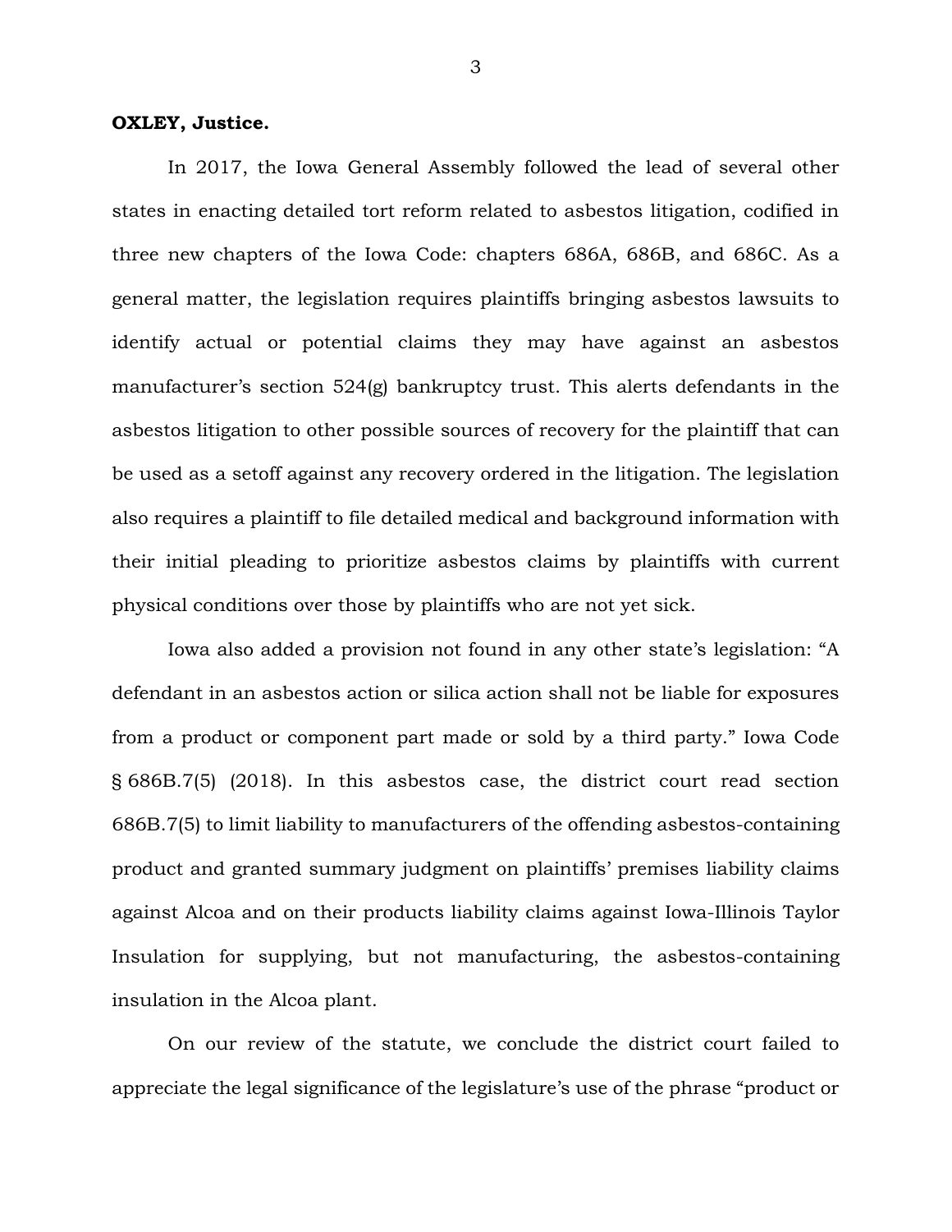**OXLEY, Justice.**

In 2017, the Iowa General Assembly followed the lead of several other states in enacting detailed tort reform related to asbestos litigation, codified in three new chapters of the Iowa Code: chapters 686A, 686B, and 686C. As a general matter, the legislation requires plaintiffs bringing asbestos lawsuits to identify actual or potential claims they may have against an asbestos manufacturer's section 524(g) bankruptcy trust. This alerts defendants in the asbestos litigation to other possible sources of recovery for the plaintiff that can be used as a setoff against any recovery ordered in the litigation. The legislation also requires a plaintiff to file detailed medical and background information with their initial pleading to prioritize asbestos claims by plaintiffs with current physical conditions over those by plaintiffs who are not yet sick.

Iowa also added a provision not found in any other state's legislation: "A defendant in an asbestos action or silica action shall not be liable for exposures from a product or component part made or sold by a third party." Iowa Code § 686B.7(5) (2018). In this asbestos case, the district court read section 686B.7(5) to limit liability to manufacturers of the offending asbestos-containing product and granted summary judgment on plaintiffs' premises liability claims against Alcoa and on their products liability claims against Iowa-Illinois Taylor Insulation for supplying, but not manufacturing, the asbestos-containing insulation in the Alcoa plant.

On our review of the statute, we conclude the district court failed to appreciate the legal significance of the legislature's use of the phrase "product or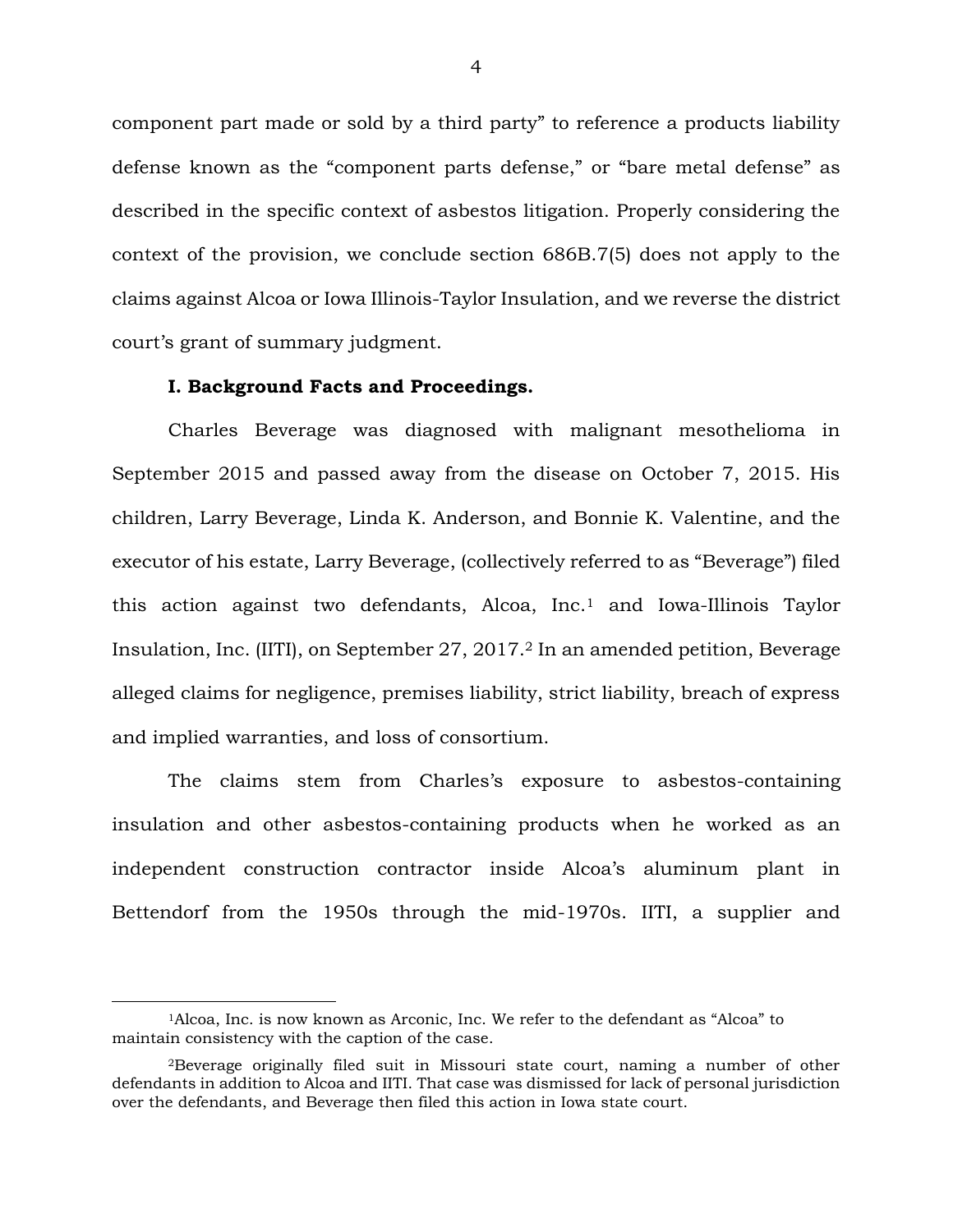component part made or sold by a third party" to reference a products liability defense known as the "component parts defense," or "bare metal defense" as described in the specific context of asbestos litigation. Properly considering the context of the provision, we conclude section 686B.7(5) does not apply to the claims against Alcoa or Iowa Illinois-Taylor Insulation, and we reverse the district court's grant of summary judgment.

### I. Background Facts and Proceedings.

Charles Beverage was diagnosed with malignant mesothelioma in September 2015 and passed away from the disease on October 7, 2015. His children, Larry Beverage, Linda K. Anderson, and Bonnie K. Valentine, and the executor of his estate, Larry Beverage, (collectively referred to as "Beverage") filed this action against two defendants, Alcoa, Inc.[1] and Iowa-Illinois Taylor Insulation, Inc. (IITI), on September 27, 2017.[2] In an amended petition, Beverage alleged claims for negligence, premises liability, strict liability, breach of express and implied warranties, and loss of consortium.

The claims stem from Charles's exposure to asbestos-containing insulation and other asbestos-containing products when he worked as an independent construction contractor inside Alcoa's aluminum plant in Bettendorf from the 1950s through the mid-1970s. IITI, a supplier and

---

[1]Alcoa, Inc. is now known as Arconic, Inc. We refer to the defendant as "Alcoa" to maintain consistency with the caption of the case.

[2]Beverage originally filed suit in Missouri state court, naming a number of other defendants in addition to Alcoa and IITI. That case was dismissed for lack of personal jurisdiction over the defendants, and Beverage then filed this action in Iowa state court.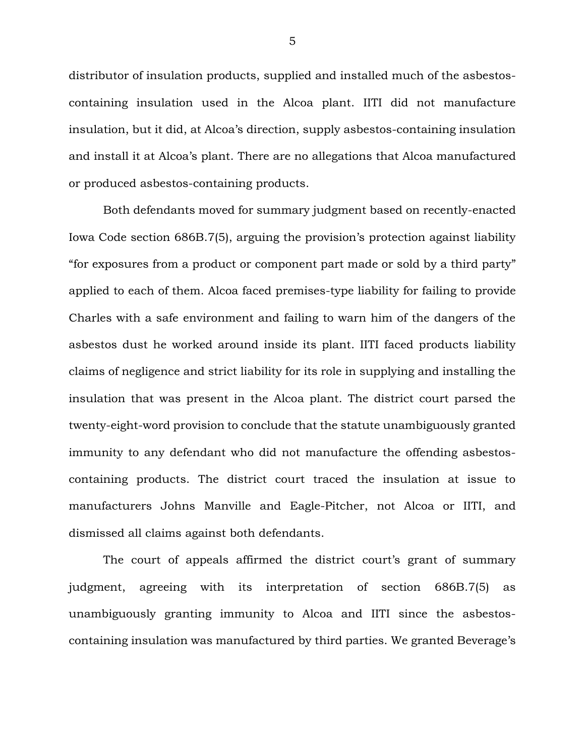distributor of insulation products, supplied and installed much of the asbestos-containing insulation used in the Alcoa plant. IITI did not manufacture insulation, but it did, at Alcoa's direction, supply asbestos-containing insulation and install it at Alcoa's plant. There are no allegations that Alcoa manufactured or produced asbestos-containing products.

Both defendants moved for summary judgment based on recently-enacted Iowa Code section 686B.7(5), arguing the provision's protection against liability "for exposures from a product or component part made or sold by a third party" applied to each of them. Alcoa faced premises-type liability for failing to provide Charles with a safe environment and failing to warn him of the dangers of the asbestos dust he worked around inside its plant. IITI faced products liability claims of negligence and strict liability for its role in supplying and installing the insulation that was present in the Alcoa plant. The district court parsed the twenty-eight-word provision to conclude that the statute unambiguously granted immunity to any defendant who did not manufacture the offending asbestos-containing products. The district court traced the insulation at issue to manufacturers Johns Manville and Eagle-Pitcher, not Alcoa or IITI, and dismissed all claims against both defendants.

The court of appeals affirmed the district court's grant of summary judgment, agreeing with its interpretation of section 686B.7(5) as unambiguously granting immunity to Alcoa and IITI since the asbestos-containing insulation was manufactured by third parties. We granted Beverage's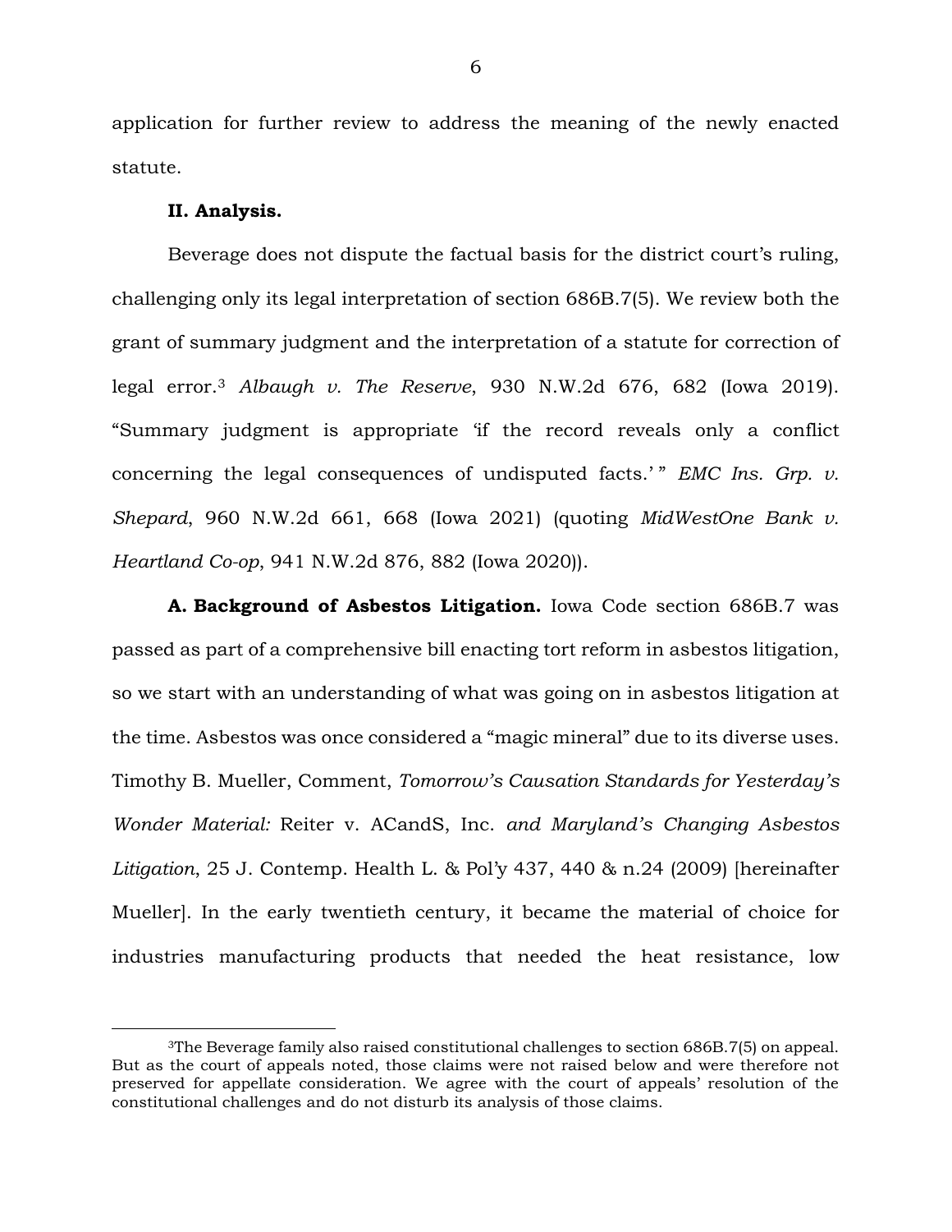application for further review to address the meaning of the newly enacted statute.

**II. Analysis.**

Beverage does not dispute the factual basis for the district court's ruling, challenging only its legal interpretation of section 686B.7(5). We review both the grant of summary judgment and the interpretation of a statute for correction of legal error.[3] *Albaugh v. The Reserve*, 930 N.W.2d 676, 682 (Iowa 2019). "Summary judgment is appropriate 'if the record reveals only a conflict concerning the legal consequences of undisputed facts.' " *EMC Ins. Grp. v. Shepard*, 960 N.W.2d 661, 668 (Iowa 2021) (quoting *MidWestOne Bank v. Heartland Co-op*, 941 N.W.2d 876, 882 (Iowa 2020)).

**A. Background of Asbestos Litigation.** Iowa Code section 686B.7 was passed as part of a comprehensive bill enacting tort reform in asbestos litigation, so we start with an understanding of what was going on in asbestos litigation at the time. Asbestos was once considered a "magic mineral" due to its diverse uses. Timothy B. Mueller, Comment, *Tomorrow's Causation Standards for Yesterday's Wonder Material:* Reiter v. ACandS, Inc. *and Maryland's Changing Asbestos Litigation*, 25 J. Contemp. Health L. & Pol'y 437, 440 & n.24 (2009) [hereinafter Mueller]. In the early twentieth century, it became the material of choice for industries manufacturing products that needed the heat resistance, low

[3]The Beverage family also raised constitutional challenges to section 686B.7(5) on appeal. But as the court of appeals noted, those claims were not raised below and were therefore not preserved for appellate consideration. We agree with the court of appeals' resolution of the constitutional challenges and do not disturb its analysis of those claims.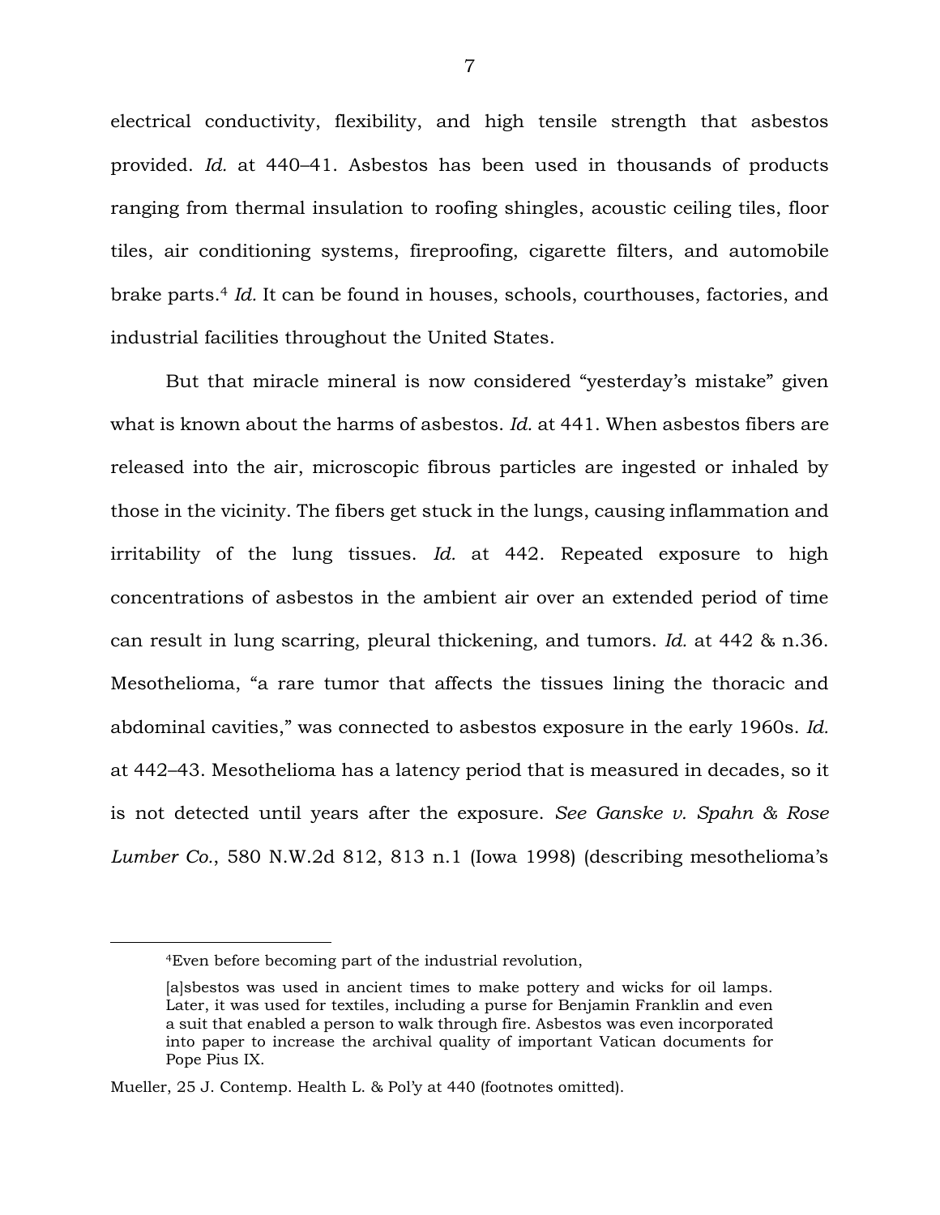electrical conductivity, flexibility, and high tensile strength that asbestos provided. *Id.* at 440–41. Asbestos has been used in thousands of products ranging from thermal insulation to roofing shingles, acoustic ceiling tiles, floor tiles, air conditioning systems, fireproofing, cigarette filters, and automobile brake parts.[4] *Id.* It can be found in houses, schools, courthouses, factories, and industrial facilities throughout the United States.

But that miracle mineral is now considered "yesterday's mistake" given what is known about the harms of asbestos. *Id.* at 441. When asbestos fibers are released into the air, microscopic fibrous particles are ingested or inhaled by those in the vicinity. The fibers get stuck in the lungs, causing inflammation and irritability of the lung tissues. *Id.* at 442. Repeated exposure to high concentrations of asbestos in the ambient air over an extended period of time can result in lung scarring, pleural thickening, and tumors. *Id.* at 442 & n.36. Mesothelioma, "a rare tumor that affects the tissues lining the thoracic and abdominal cavities," was connected to asbestos exposure in the early 1960s. *Id.* at 442–43. Mesothelioma has a latency period that is measured in decades, so it is not detected until years after the exposure. *See Ganske v. Spahn & Rose Lumber Co.*, 580 N.W.2d 812, 813 n.1 (Iowa 1998) (describing mesothelioma's

---

[4]Even before becoming part of the industrial revolution,

> [a]sbestos was used in ancient times to make pottery and wicks for oil lamps. Later, it was used for textiles, including a purse for Benjamin Franklin and even a suit that enabled a person to walk through fire. Asbestos was even incorporated into paper to increase the archival quality of important Vatican documents for Pope Pius IX.

Mueller, 25 J. Contemp. Health L. & Pol'y at 440 (footnotes omitted).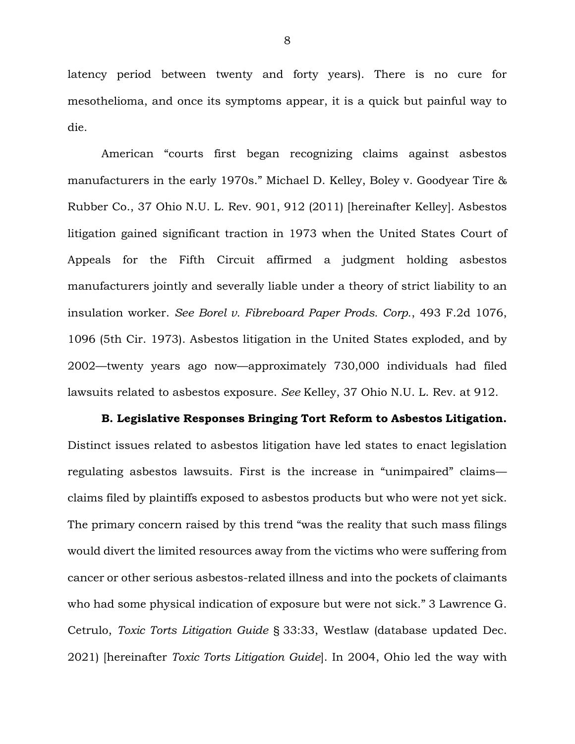latency period between twenty and forty years). There is no cure for mesothelioma, and once its symptoms appear, it is a quick but painful way to die.

American "courts first began recognizing claims against asbestos manufacturers in the early 1970s." Michael D. Kelley, Boley v. Goodyear Tire & Rubber Co., 37 Ohio N.U. L. Rev. 901, 912 (2011) [hereinafter Kelley]. Asbestos litigation gained significant traction in 1973 when the United States Court of Appeals for the Fifth Circuit affirmed a judgment holding asbestos manufacturers jointly and severally liable under a theory of strict liability to an insulation worker. *See Borel v. Fibreboard Paper Prods. Corp.*, 493 F.2d 1076, 1096 (5th Cir. 1973). Asbestos litigation in the United States exploded, and by 2002—twenty years ago now—approximately 730,000 individuals had filed lawsuits related to asbestos exposure. *See* Kelley, 37 Ohio N.U. L. Rev. at 912.

**B. Legislative Responses Bringing Tort Reform to Asbestos Litigation.** Distinct issues related to asbestos litigation have led states to enact legislation regulating asbestos lawsuits. First is the increase in "unimpaired" claims—claims filed by plaintiffs exposed to asbestos products but who were not yet sick. The primary concern raised by this trend "was the reality that such mass filings would divert the limited resources away from the victims who were suffering from cancer or other serious asbestos-related illness and into the pockets of claimants who had some physical indication of exposure but were not sick." 3 Lawrence G. Cetrulo, *Toxic Torts Litigation Guide* § 33:33, Westlaw (database updated Dec. 2021) [hereinafter *Toxic Torts Litigation Guide*]. In 2004, Ohio led the way with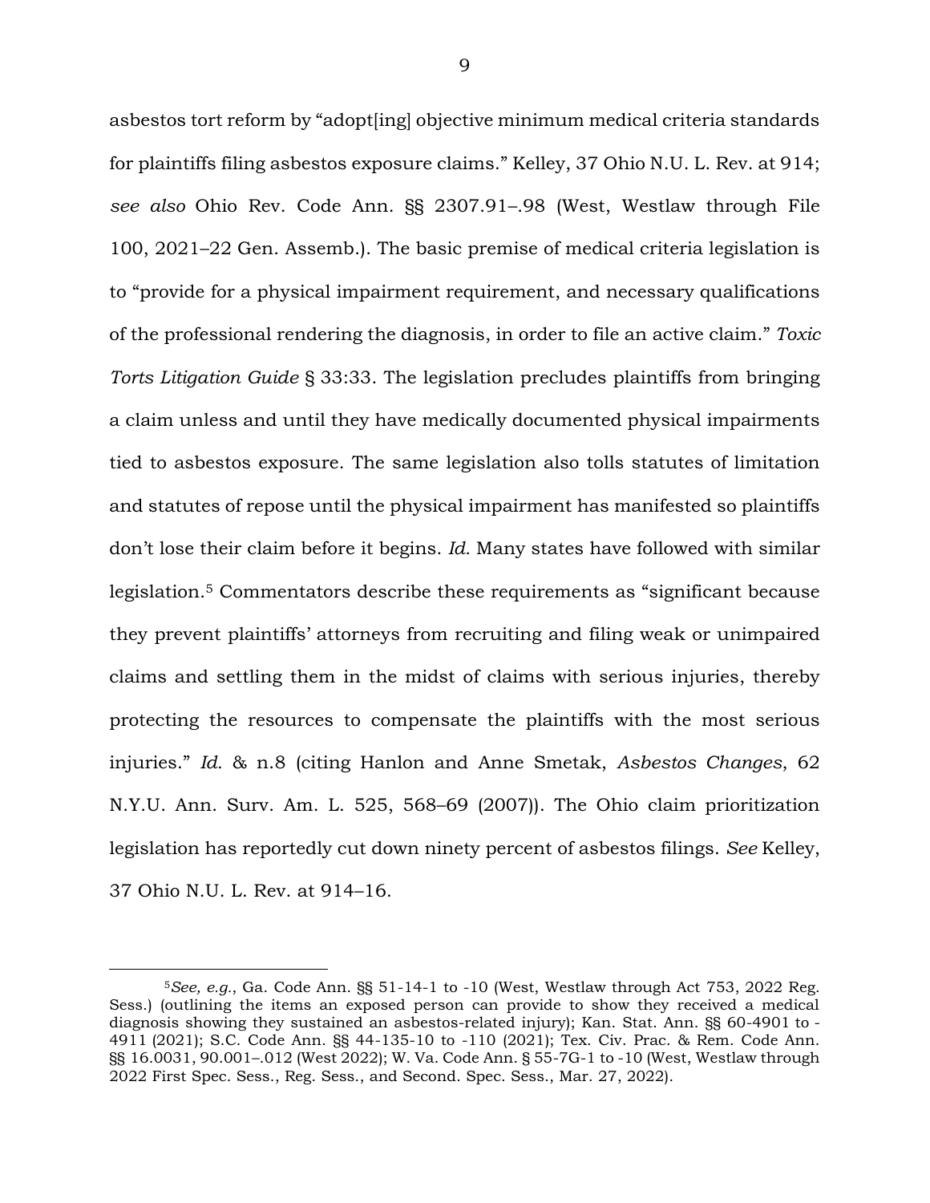asbestos tort reform by "adopt[ing] objective minimum medical criteria standards for plaintiffs filing asbestos exposure claims." Kelley, 37 Ohio N.U. L. Rev. at 914; *see also* Ohio Rev. Code Ann. §§ 2307.91–.98 (West, Westlaw through File 100, 2021–22 Gen. Assemb.). The basic premise of medical criteria legislation is to "provide for a physical impairment requirement, and necessary qualifications of the professional rendering the diagnosis, in order to file an active claim." *Toxic Torts Litigation Guide* § 33:33. The legislation precludes plaintiffs from bringing a claim unless and until they have medically documented physical impairments tied to asbestos exposure. The same legislation also tolls statutes of limitation and statutes of repose until the physical impairment has manifested so plaintiffs don't lose their claim before it begins. *Id.* Many states have followed with similar legislation.[5] Commentators describe these requirements as "significant because they prevent plaintiffs' attorneys from recruiting and filing weak or unimpaired claims and settling them in the midst of claims with serious injuries, thereby protecting the resources to compensate the plaintiffs with the most serious injuries." *Id.* & n.8 (citing Hanlon and Anne Smetak, *Asbestos Changes*, 62 N.Y.U. Ann. Surv. Am. L. 525, 568–69 (2007)). The Ohio claim prioritization legislation has reportedly cut down ninety percent of asbestos filings. *See* Kelley, 37 Ohio N.U. L. Rev. at 914–16.

---

[5] *See, e.g.*, Ga. Code Ann. §§ 51-14-1 to -10 (West, Westlaw through Act 753, 2022 Reg. Sess.) (outlining the items an exposed person can provide to show they received a medical diagnosis showing they sustained an asbestos-related injury); Kan. Stat. Ann. §§ 60-4901 to -4911 (2021); S.C. Code Ann. §§ 44-135-10 to -110 (2021); Tex. Civ. Prac. & Rem. Code Ann. §§ 16.0031, 90.001–.012 (West 2022); W. Va. Code Ann. § 55-7G-1 to -10 (West, Westlaw through 2022 First Spec. Sess., Reg. Sess., and Second. Spec. Sess., Mar. 27, 2022).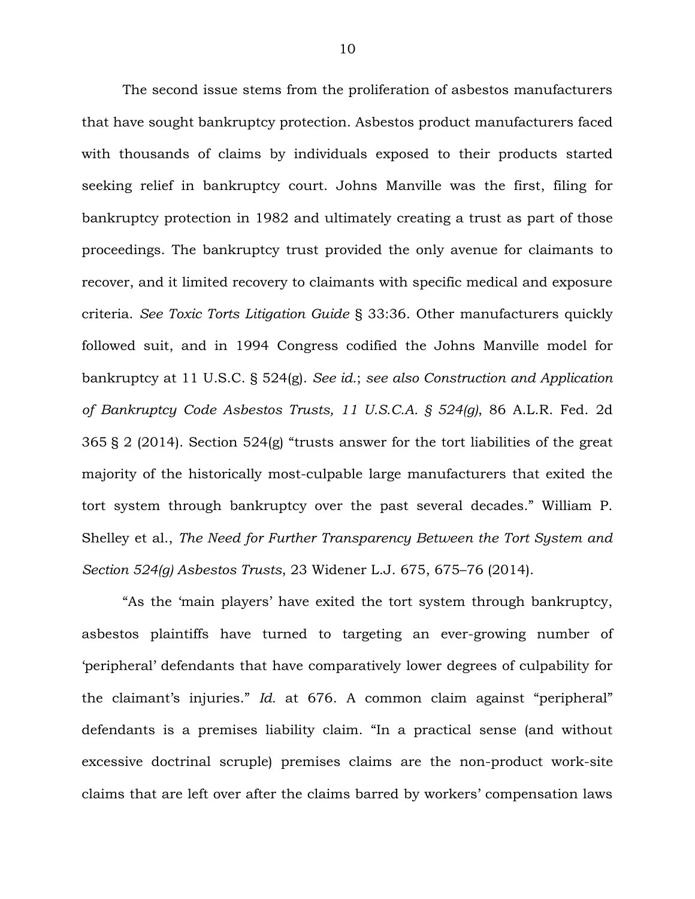The second issue stems from the proliferation of asbestos manufacturers that have sought bankruptcy protection. Asbestos product manufacturers faced with thousands of claims by individuals exposed to their products started seeking relief in bankruptcy court. Johns Manville was the first, filing for bankruptcy protection in 1982 and ultimately creating a trust as part of those proceedings. The bankruptcy trust provided the only avenue for claimants to recover, and it limited recovery to claimants with specific medical and exposure criteria. *See Toxic Torts Litigation Guide* § 33:36. Other manufacturers quickly followed suit, and in 1994 Congress codified the Johns Manville model for bankruptcy at 11 U.S.C. § 524(g). *See id.*; *see also Construction and Application of Bankruptcy Code Asbestos Trusts, 11 U.S.C.A. § 524(g)*, 86 A.L.R. Fed. 2d 365 § 2 (2014). Section 524(g) "trusts answer for the tort liabilities of the great majority of the historically most-culpable large manufacturers that exited the tort system through bankruptcy over the past several decades." William P. Shelley et al., *The Need for Further Transparency Between the Tort System and Section 524(g) Asbestos Trusts*, 23 Widener L.J. 675, 675–76 (2014).

"As the 'main players' have exited the tort system through bankruptcy, asbestos plaintiffs have turned to targeting an ever-growing number of 'peripheral' defendants that have comparatively lower degrees of culpability for the claimant's injuries." *Id.* at 676. A common claim against "peripheral" defendants is a premises liability claim. "In a practical sense (and without excessive doctrinal scruple) premises claims are the non-product work-site claims that are left over after the claims barred by workers' compensation laws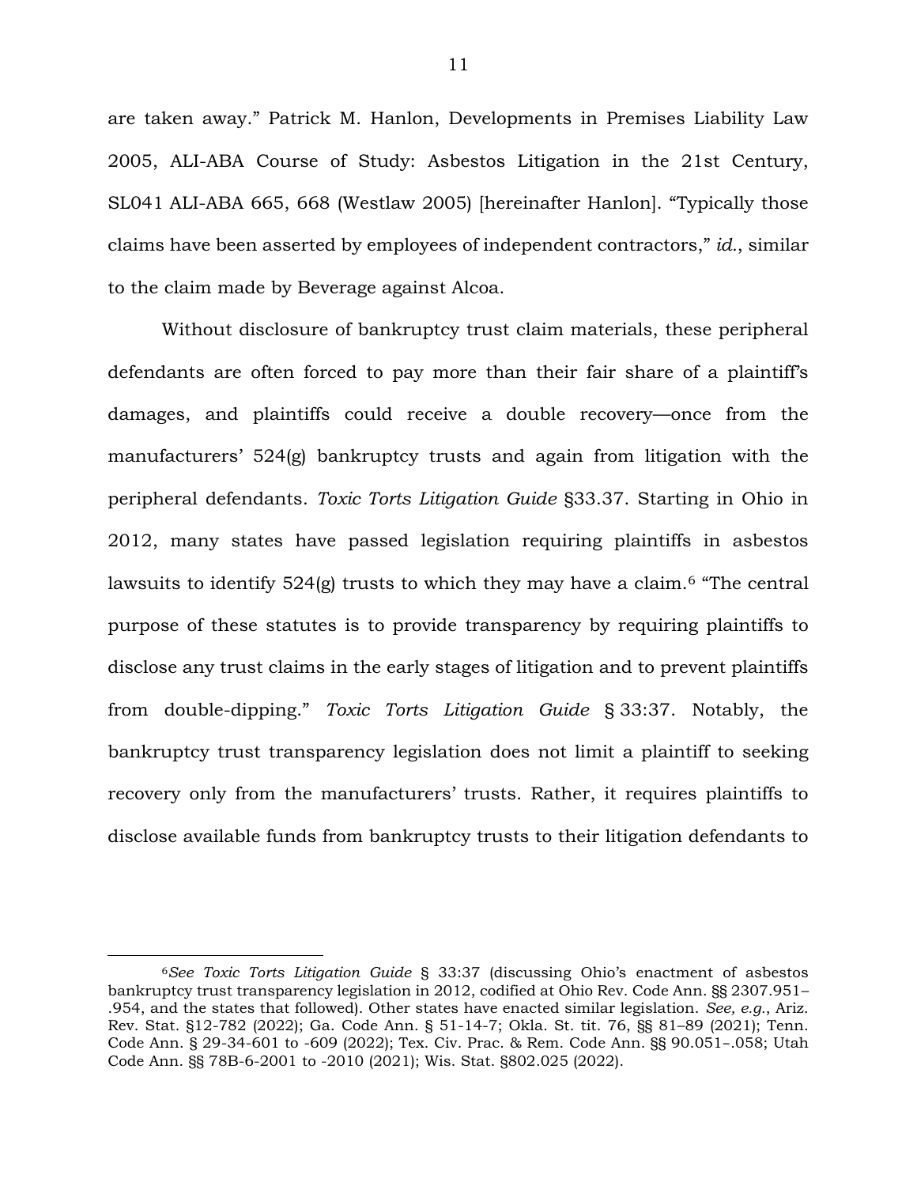are taken away." Patrick M. Hanlon, Developments in Premises Liability Law 2005, ALI-ABA Course of Study: Asbestos Litigation in the 21st Century, SL041 ALI-ABA 665, 668 (Westlaw 2005) [hereinafter Hanlon]. "Typically those claims have been asserted by employees of independent contractors," *id.*, similar to the claim made by Beverage against Alcoa.

Without disclosure of bankruptcy trust claim materials, these peripheral defendants are often forced to pay more than their fair share of a plaintiff's damages, and plaintiffs could receive a double recovery—once from the manufacturers' 524(g) bankruptcy trusts and again from litigation with the peripheral defendants. *Toxic Torts Litigation Guide* §33.37. Starting in Ohio in 2012, many states have passed legislation requiring plaintiffs in asbestos lawsuits to identify 524(g) trusts to which they may have a claim.[6] "The central purpose of these statutes is to provide transparency by requiring plaintiffs to disclose any trust claims in the early stages of litigation and to prevent plaintiffs from double-dipping." *Toxic Torts Litigation Guide* § 33:37. Notably, the bankruptcy trust transparency legislation does not limit a plaintiff to seeking recovery only from the manufacturers' trusts. Rather, it requires plaintiffs to disclose available funds from bankruptcy trusts to their litigation defendants to

[6]*See Toxic Torts Litigation Guide* § 33:37 (discussing Ohio's enactment of asbestos bankruptcy trust transparency legislation in 2012, codified at Ohio Rev. Code Ann. §§ 2307.951–.954, and the states that followed). Other states have enacted similar legislation. *See, e.g.*, Ariz. Rev. Stat. §12-782 (2022); Ga. Code Ann. § 51-14-7; Okla. St. tit. 76, §§ 81–89 (2021); Tenn. Code Ann. § 29-34-601 to -609 (2022); Tex. Civ. Prac. & Rem. Code Ann. §§ 90.051–.058; Utah Code Ann. §§ 78B-6-2001 to -2010 (2021); Wis. Stat. §802.025 (2022).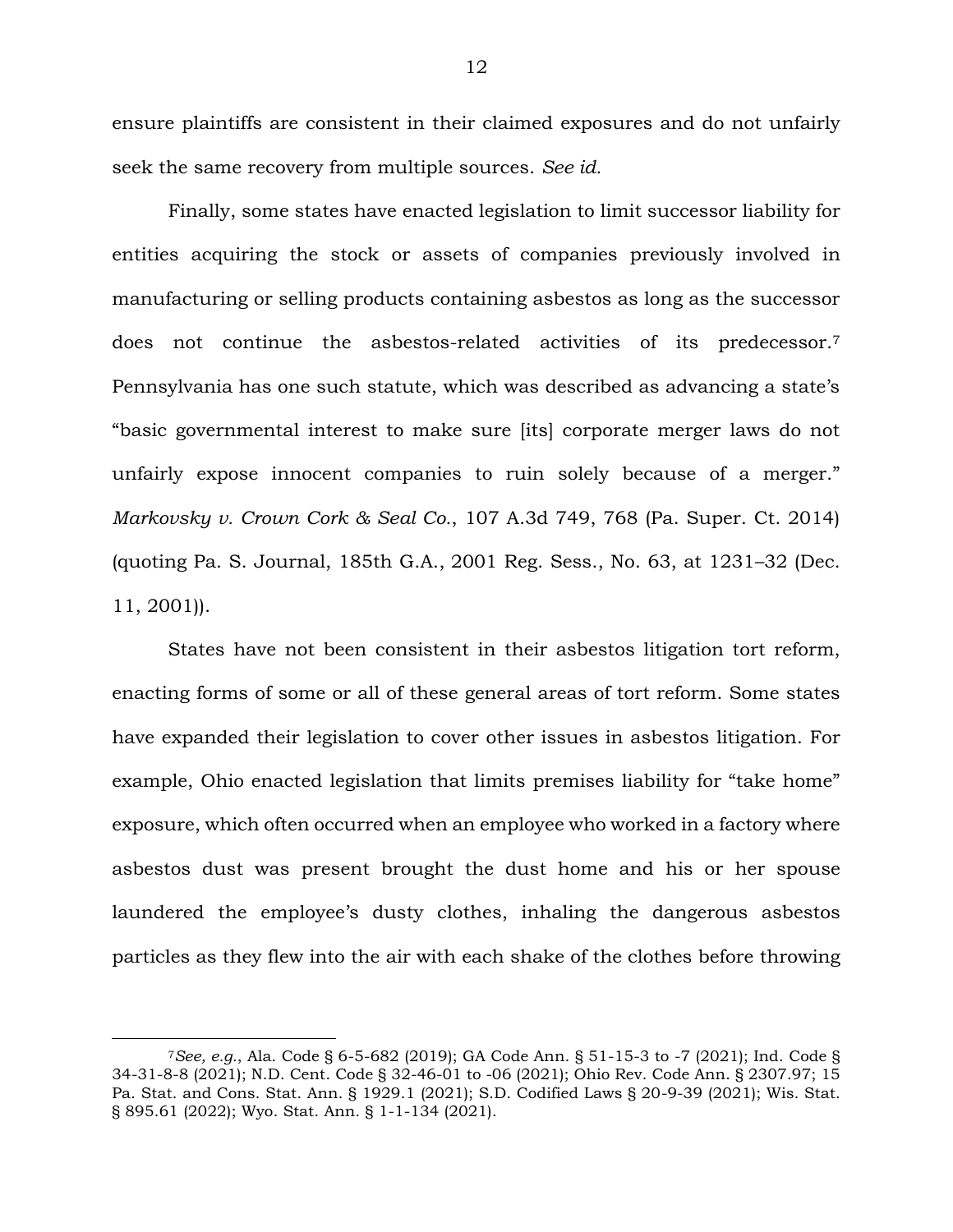ensure plaintiffs are consistent in their claimed exposures and do not unfairly seek the same recovery from multiple sources. *See id.*

Finally, some states have enacted legislation to limit successor liability for entities acquiring the stock or assets of companies previously involved in manufacturing or selling products containing asbestos as long as the successor does not continue the asbestos-related activities of its predecessor.[7] Pennsylvania has one such statute, which was described as advancing a state's "basic governmental interest to make sure [its] corporate merger laws do not unfairly expose innocent companies to ruin solely because of a merger." *Markovsky v. Crown Cork & Seal Co.*, 107 A.3d 749, 768 (Pa. Super. Ct. 2014) (quoting Pa. S. Journal, 185th G.A., 2001 Reg. Sess., No. 63, at 1231–32 (Dec. 11, 2001)).

States have not been consistent in their asbestos litigation tort reform, enacting forms of some or all of these general areas of tort reform. Some states have expanded their legislation to cover other issues in asbestos litigation. For example, Ohio enacted legislation that limits premises liability for "take home" exposure, which often occurred when an employee who worked in a factory where asbestos dust was present brought the dust home and his or her spouse laundered the employee's dusty clothes, inhaling the dangerous asbestos particles as they flew into the air with each shake of the clothes before throwing

---

[7] *See, e.g.*, Ala. Code § 6-5-682 (2019); GA Code Ann. § 51-15-3 to -7 (2021); Ind. Code § 34-31-8-8 (2021); N.D. Cent. Code § 32-46-01 to -06 (2021); Ohio Rev. Code Ann. § 2307.97; 15 Pa. Stat. and Cons. Stat. Ann. § 1929.1 (2021); S.D. Codified Laws § 20-9-39 (2021); Wis. Stat. § 895.61 (2022); Wyo. Stat. Ann. § 1-1-134 (2021).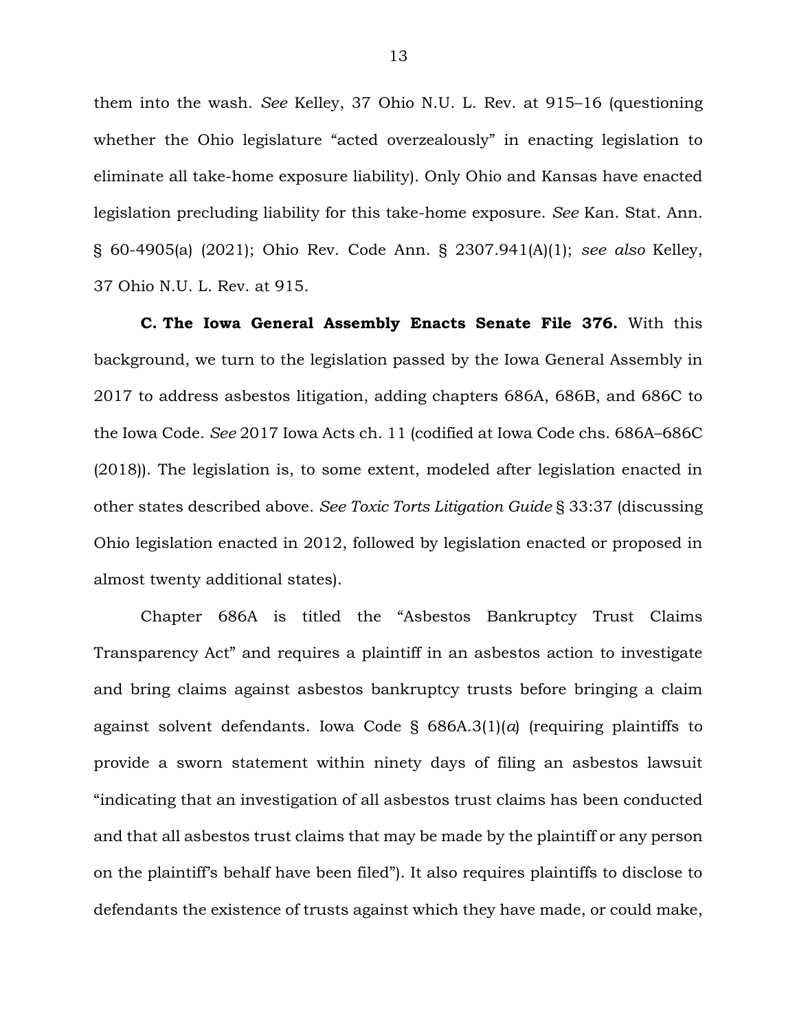them into the wash. *See* Kelley, 37 Ohio N.U. L. Rev. at 915–16 (questioning whether the Ohio legislature "acted overzealously" in enacting legislation to eliminate all take-home exposure liability). Only Ohio and Kansas have enacted legislation precluding liability for this take-home exposure. *See* Kan. Stat. Ann. § 60-4905(a) (2021); Ohio Rev. Code Ann. § 2307.941(A)(1); *see also* Kelley, 37 Ohio N.U. L. Rev. at 915.

**C. The Iowa General Assembly Enacts Senate File 376.** With this background, we turn to the legislation passed by the Iowa General Assembly in 2017 to address asbestos litigation, adding chapters 686A, 686B, and 686C to the Iowa Code. *See* 2017 Iowa Acts ch. 11 (codified at Iowa Code chs. 686A–686C (2018)). The legislation is, to some extent, modeled after legislation enacted in other states described above. *See Toxic Torts Litigation Guide* § 33:37 (discussing Ohio legislation enacted in 2012, followed by legislation enacted or proposed in almost twenty additional states).

Chapter 686A is titled the "Asbestos Bankruptcy Trust Claims Transparency Act" and requires a plaintiff in an asbestos action to investigate and bring claims against asbestos bankruptcy trusts before bringing a claim against solvent defendants. Iowa Code § 686A.3(1)(*a*) (requiring plaintiffs to provide a sworn statement within ninety days of filing an asbestos lawsuit "indicating that an investigation of all asbestos trust claims has been conducted and that all asbestos trust claims that may be made by the plaintiff or any person on the plaintiff's behalf have been filed"). It also requires plaintiffs to disclose to defendants the existence of trusts against which they have made, or could make,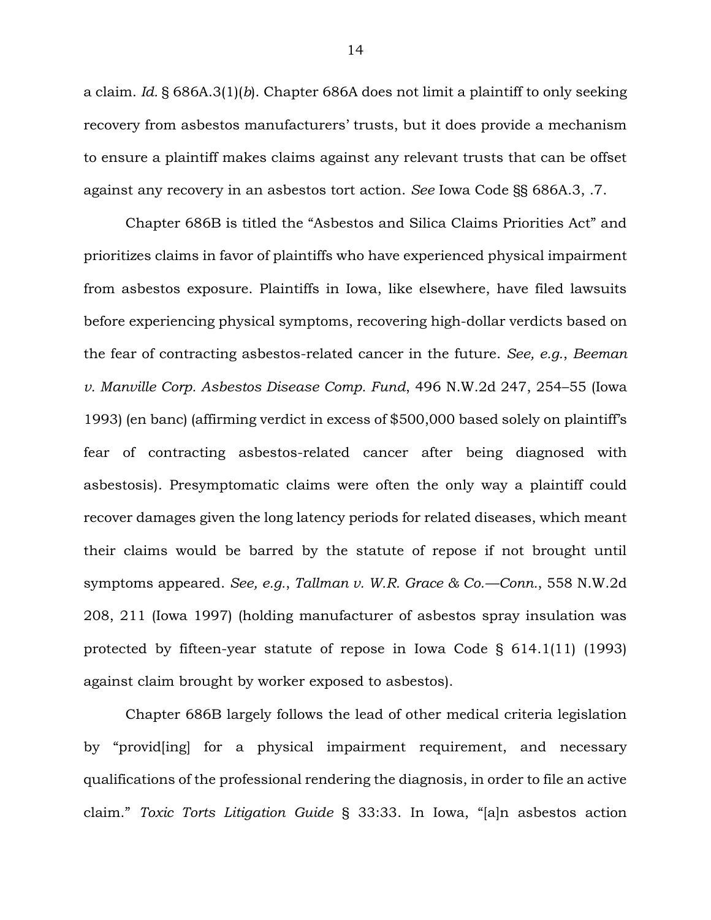a claim. *Id.* § 686A.3(1)(*b*). Chapter 686A does not limit a plaintiff to only seeking recovery from asbestos manufacturers' trusts, but it does provide a mechanism to ensure a plaintiff makes claims against any relevant trusts that can be offset against any recovery in an asbestos tort action. *See* Iowa Code §§ 686A.3, .7.

Chapter 686B is titled the "Asbestos and Silica Claims Priorities Act" and prioritizes claims in favor of plaintiffs who have experienced physical impairment from asbestos exposure. Plaintiffs in Iowa, like elsewhere, have filed lawsuits before experiencing physical symptoms, recovering high-dollar verdicts based on the fear of contracting asbestos-related cancer in the future. *See, e.g.*, *Beeman v. Manville Corp. Asbestos Disease Comp. Fund*, 496 N.W.2d 247, 254–55 (Iowa 1993) (en banc) (affirming verdict in excess of $500,000 based solely on plaintiff's fear of contracting asbestos-related cancer after being diagnosed with asbestosis). Presymptomatic claims were often the only way a plaintiff could recover damages given the long latency periods for related diseases, which meant their claims would be barred by the statute of repose if not brought until symptoms appeared. *See, e.g.*, *Tallman v. W.R. Grace & Co.—Conn.*, 558 N.W.2d 208, 211 (Iowa 1997) (holding manufacturer of asbestos spray insulation was protected by fifteen-year statute of repose in Iowa Code § 614.1(11) (1993) against claim brought by worker exposed to asbestos).

Chapter 686B largely follows the lead of other medical criteria legislation by "provid[ing] for a physical impairment requirement, and necessary qualifications of the professional rendering the diagnosis, in order to file an active claim." *Toxic Torts Litigation Guide* § 33:33. In Iowa, "[a]n asbestos action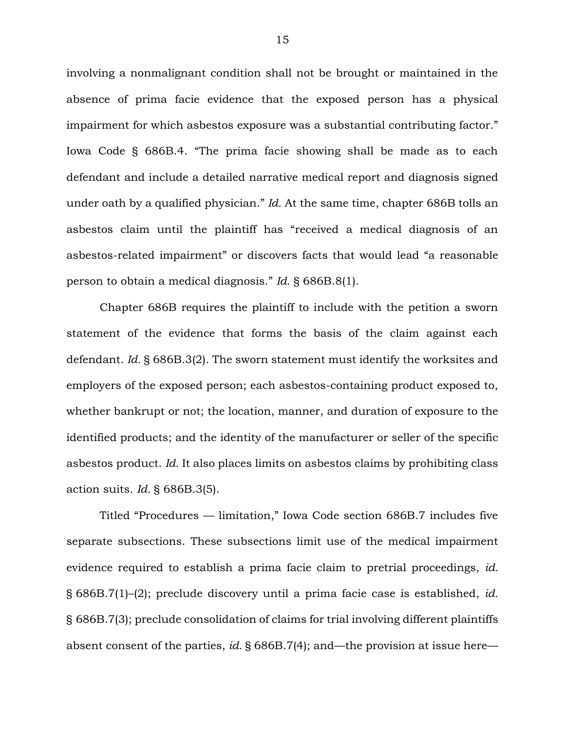involving a nonmalignant condition shall not be brought or maintained in the absence of prima facie evidence that the exposed person has a physical impairment for which asbestos exposure was a substantial contributing factor." Iowa Code § 686B.4. "The prima facie showing shall be made as to each defendant and include a detailed narrative medical report and diagnosis signed under oath by a qualified physician." *Id.* At the same time, chapter 686B tolls an asbestos claim until the plaintiff has "received a medical diagnosis of an asbestos-related impairment" or discovers facts that would lead "a reasonable person to obtain a medical diagnosis." *Id.* § 686B.8(1).

Chapter 686B requires the plaintiff to include with the petition a sworn statement of the evidence that forms the basis of the claim against each defendant. *Id.* § 686B.3(2). The sworn statement must identify the worksites and employers of the exposed person; each asbestos-containing product exposed to, whether bankrupt or not; the location, manner, and duration of exposure to the identified products; and the identity of the manufacturer or seller of the specific asbestos product. *Id.* It also places limits on asbestos claims by prohibiting class action suits. *Id.* § 686B.3(5).

Titled "Procedures — limitation," Iowa Code section 686B.7 includes five separate subsections. These subsections limit use of the medical impairment evidence required to establish a prima facie claim to pretrial proceedings, *id.* § 686B.7(1)–(2); preclude discovery until a prima facie case is established, *id.* § 686B.7(3); preclude consolidation of claims for trial involving different plaintiffs absent consent of the parties, *id.* § 686B.7(4); and—the provision at issue here—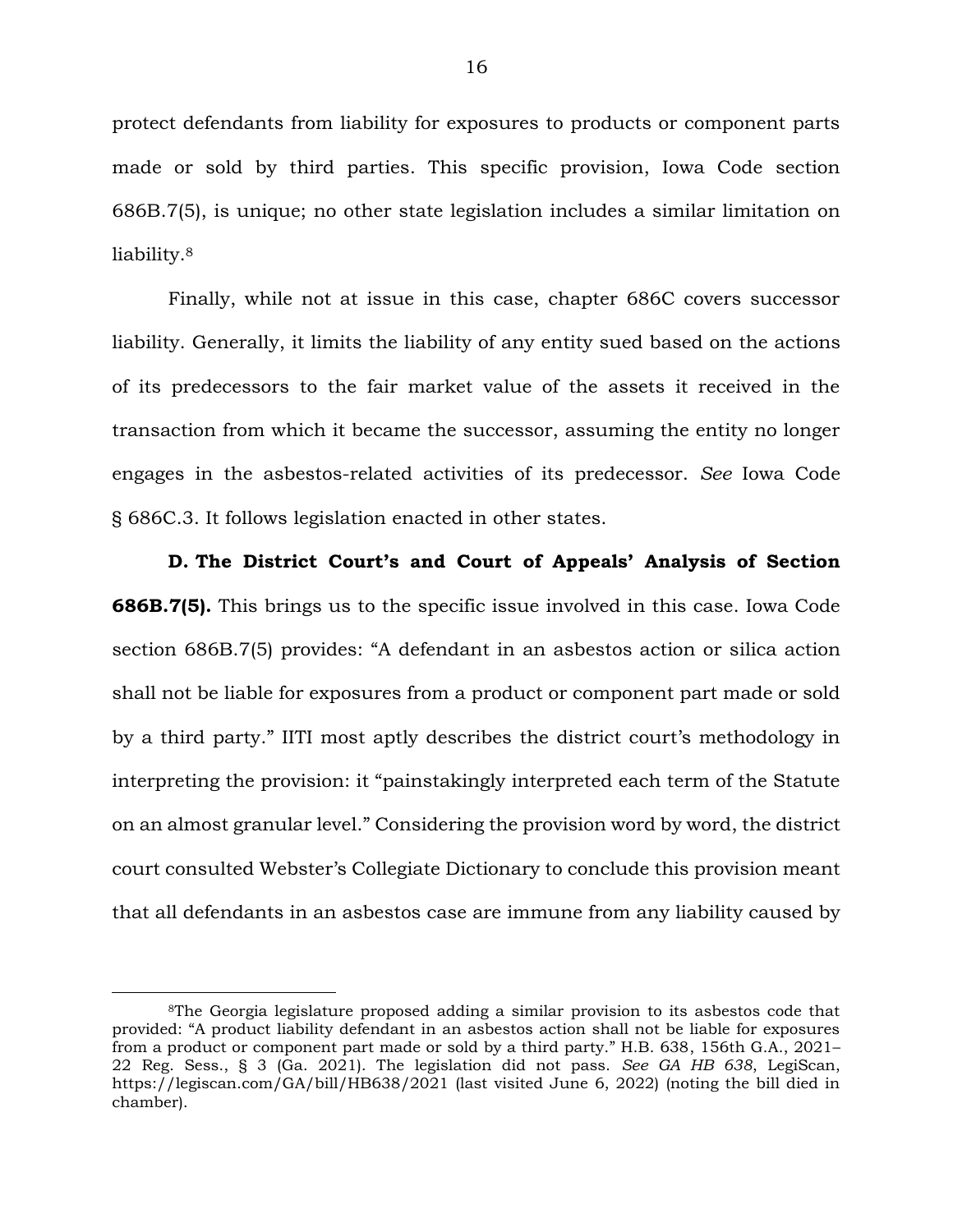protect defendants from liability for exposures to products or component parts made or sold by third parties. This specific provision, Iowa Code section 686B.7(5), is unique; no other state legislation includes a similar limitation on liability.[8]

Finally, while not at issue in this case, chapter 686C covers successor liability. Generally, it limits the liability of any entity sued based on the actions of its predecessors to the fair market value of the assets it received in the transaction from which it became the successor, assuming the entity no longer engages in the asbestos-related activities of its predecessor. *See* Iowa Code § 686C.3. It follows legislation enacted in other states.

**D. The District Court's and Court of Appeals' Analysis of Section 686B.7(5).** This brings us to the specific issue involved in this case. Iowa Code section 686B.7(5) provides: "A defendant in an asbestos action or silica action shall not be liable for exposures from a product or component part made or sold by a third party." IITI most aptly describes the district court's methodology in interpreting the provision: it "painstakingly interpreted each term of the Statute on an almost granular level." Considering the provision word by word, the district court consulted Webster's Collegiate Dictionary to conclude this provision meant that all defendants in an asbestos case are immune from any liability caused by

[8]The Georgia legislature proposed adding a similar provision to its asbestos code that provided: "A product liability defendant in an asbestos action shall not be liable for exposures from a product or component part made or sold by a third party." H.B. 638, 156th G.A., 2021–22 Reg. Sess., § 3 (Ga. 2021). The legislation did not pass. *See GA HB 638*, LegiScan, https://legiscan.com/GA/bill/HB638/2021 (last visited June 6, 2022) (noting the bill died in chamber).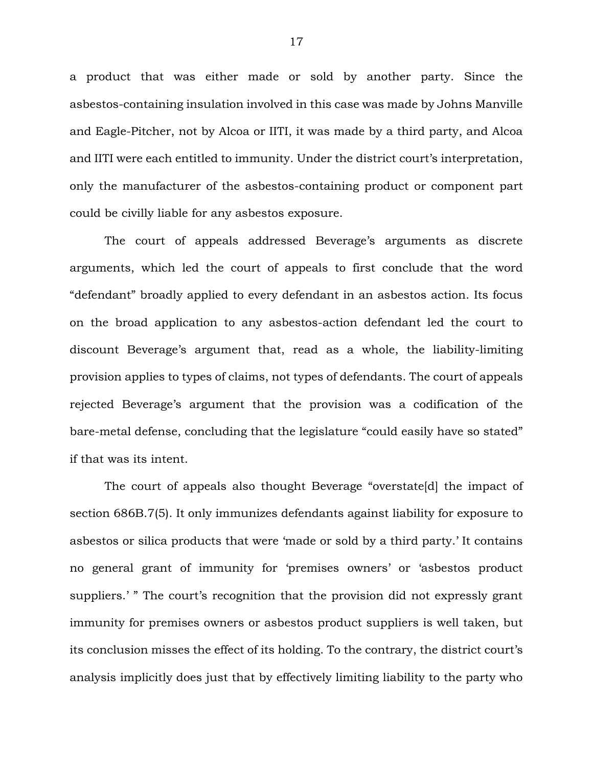a product that was either made or sold by another party. Since the asbestos-containing insulation involved in this case was made by Johns Manville and Eagle-Pitcher, not by Alcoa or IITI, it was made by a third party, and Alcoa and IITI were each entitled to immunity. Under the district court's interpretation, only the manufacturer of the asbestos-containing product or component part could be civilly liable for any asbestos exposure.

The court of appeals addressed Beverage's arguments as discrete arguments, which led the court of appeals to first conclude that the word "defendant" broadly applied to every defendant in an asbestos action. Its focus on the broad application to any asbestos-action defendant led the court to discount Beverage's argument that, read as a whole, the liability-limiting provision applies to types of claims, not types of defendants. The court of appeals rejected Beverage's argument that the provision was a codification of the bare-metal defense, concluding that the legislature "could easily have so stated" if that was its intent.

The court of appeals also thought Beverage "overstate[d] the impact of section 686B.7(5). It only immunizes defendants against liability for exposure to asbestos or silica products that were 'made or sold by a third party.' It contains no general grant of immunity for 'premises owners' or 'asbestos product suppliers.' " The court's recognition that the provision did not expressly grant immunity for premises owners or asbestos product suppliers is well taken, but its conclusion misses the effect of its holding. To the contrary, the district court's analysis implicitly does just that by effectively limiting liability to the party who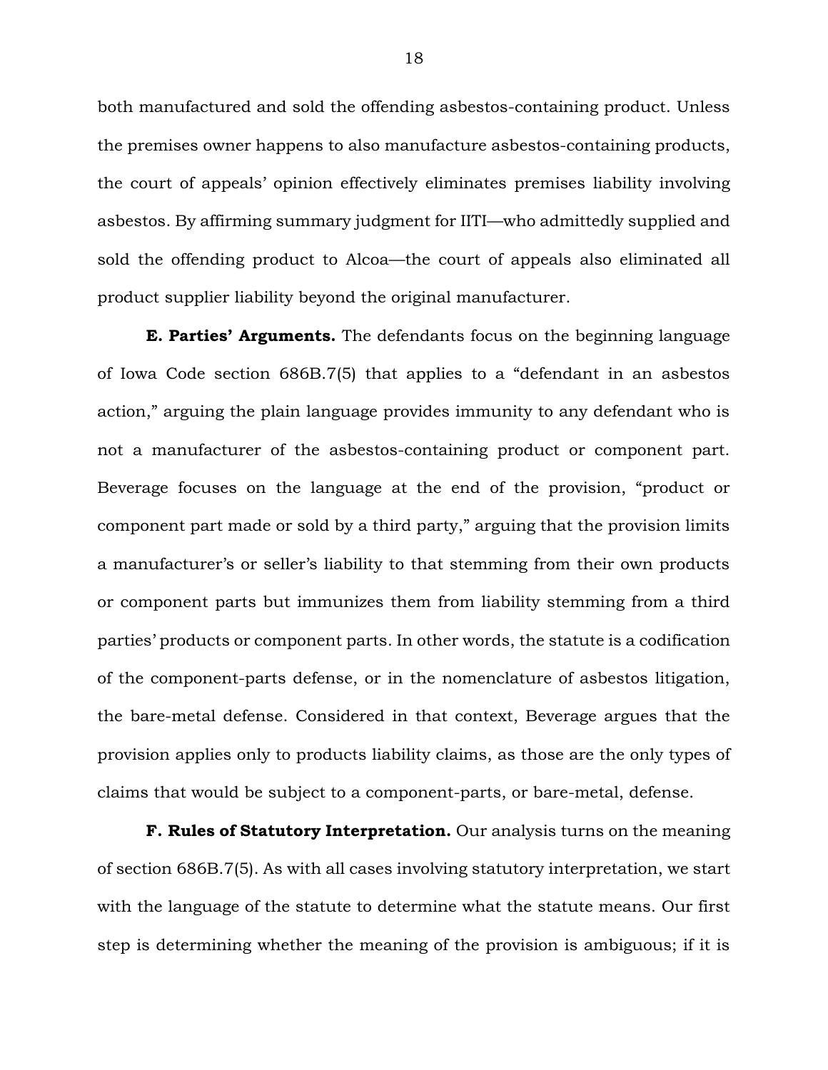both manufactured and sold the offending asbestos-containing product. Unless the premises owner happens to also manufacture asbestos-containing products, the court of appeals' opinion effectively eliminates premises liability involving asbestos. By affirming summary judgment for IITI—who admittedly supplied and sold the offending product to Alcoa—the court of appeals also eliminated all product supplier liability beyond the original manufacturer.

**E. Parties' Arguments.** The defendants focus on the beginning language of Iowa Code section 686B.7(5) that applies to a "defendant in an asbestos action," arguing the plain language provides immunity to any defendant who is not a manufacturer of the asbestos-containing product or component part. Beverage focuses on the language at the end of the provision, "product or component part made or sold by a third party," arguing that the provision limits a manufacturer's or seller's liability to that stemming from their own products or component parts but immunizes them from liability stemming from a third parties' products or component parts. In other words, the statute is a codification of the component-parts defense, or in the nomenclature of asbestos litigation, the bare-metal defense. Considered in that context, Beverage argues that the provision applies only to products liability claims, as those are the only types of claims that would be subject to a component-parts, or bare-metal, defense.

**F. Rules of Statutory Interpretation.** Our analysis turns on the meaning of section 686B.7(5). As with all cases involving statutory interpretation, we start with the language of the statute to determine what the statute means. Our first step is determining whether the meaning of the provision is ambiguous; if it is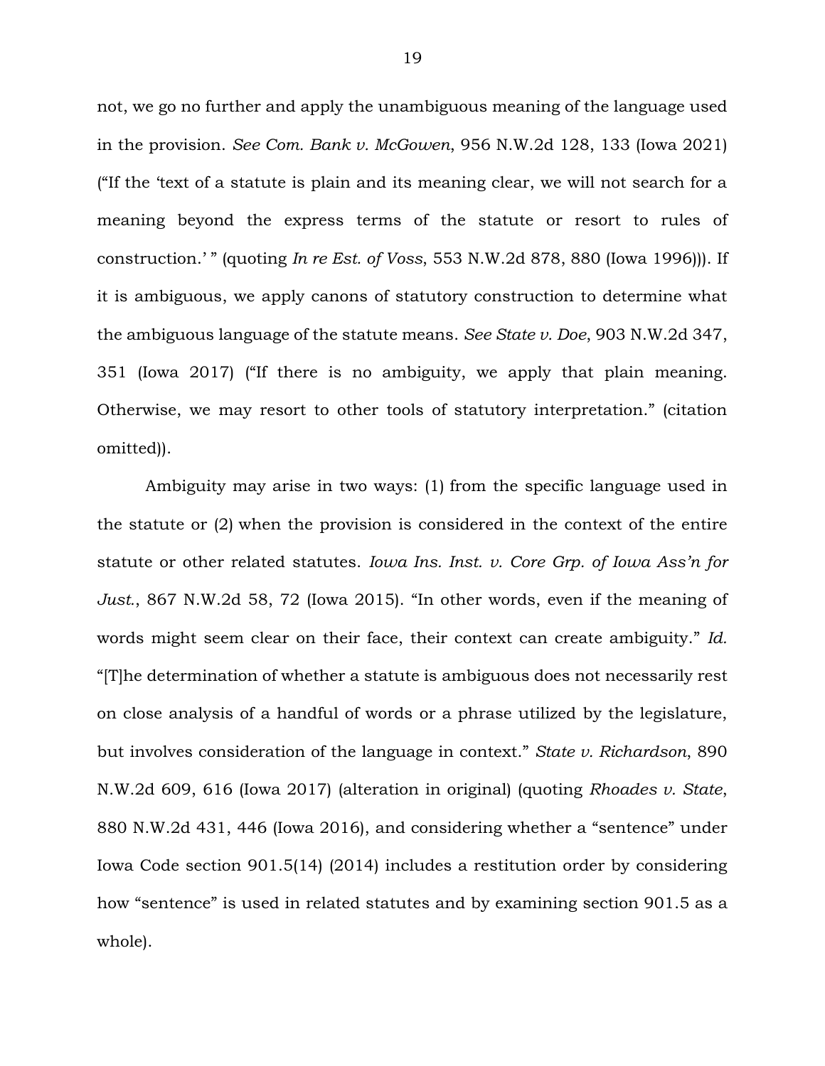not, we go no further and apply the unambiguous meaning of the language used in the provision. *See Com. Bank v. McGowen*, 956 N.W.2d 128, 133 (Iowa 2021) ("If the 'text of a statute is plain and its meaning clear, we will not search for a meaning beyond the express terms of the statute or resort to rules of construction.' " (quoting *In re Est. of Voss*, 553 N.W.2d 878, 880 (Iowa 1996))). If it is ambiguous, we apply canons of statutory construction to determine what the ambiguous language of the statute means. *See State v. Doe*, 903 N.W.2d 347, 351 (Iowa 2017) ("If there is no ambiguity, we apply that plain meaning. Otherwise, we may resort to other tools of statutory interpretation." (citation omitted)).

Ambiguity may arise in two ways: (1) from the specific language used in the statute or (2) when the provision is considered in the context of the entire statute or other related statutes. *Iowa Ins. Inst. v. Core Grp. of Iowa Ass'n for Just.*, 867 N.W.2d 58, 72 (Iowa 2015). "In other words, even if the meaning of words might seem clear on their face, their context can create ambiguity." *Id.* "[T]he determination of whether a statute is ambiguous does not necessarily rest on close analysis of a handful of words or a phrase utilized by the legislature, but involves consideration of the language in context." *State v. Richardson*, 890 N.W.2d 609, 616 (Iowa 2017) (alteration in original) (quoting *Rhoades v. State*, 880 N.W.2d 431, 446 (Iowa 2016), and considering whether a "sentence" under Iowa Code section 901.5(14) (2014) includes a restitution order by considering how "sentence" is used in related statutes and by examining section 901.5 as a whole).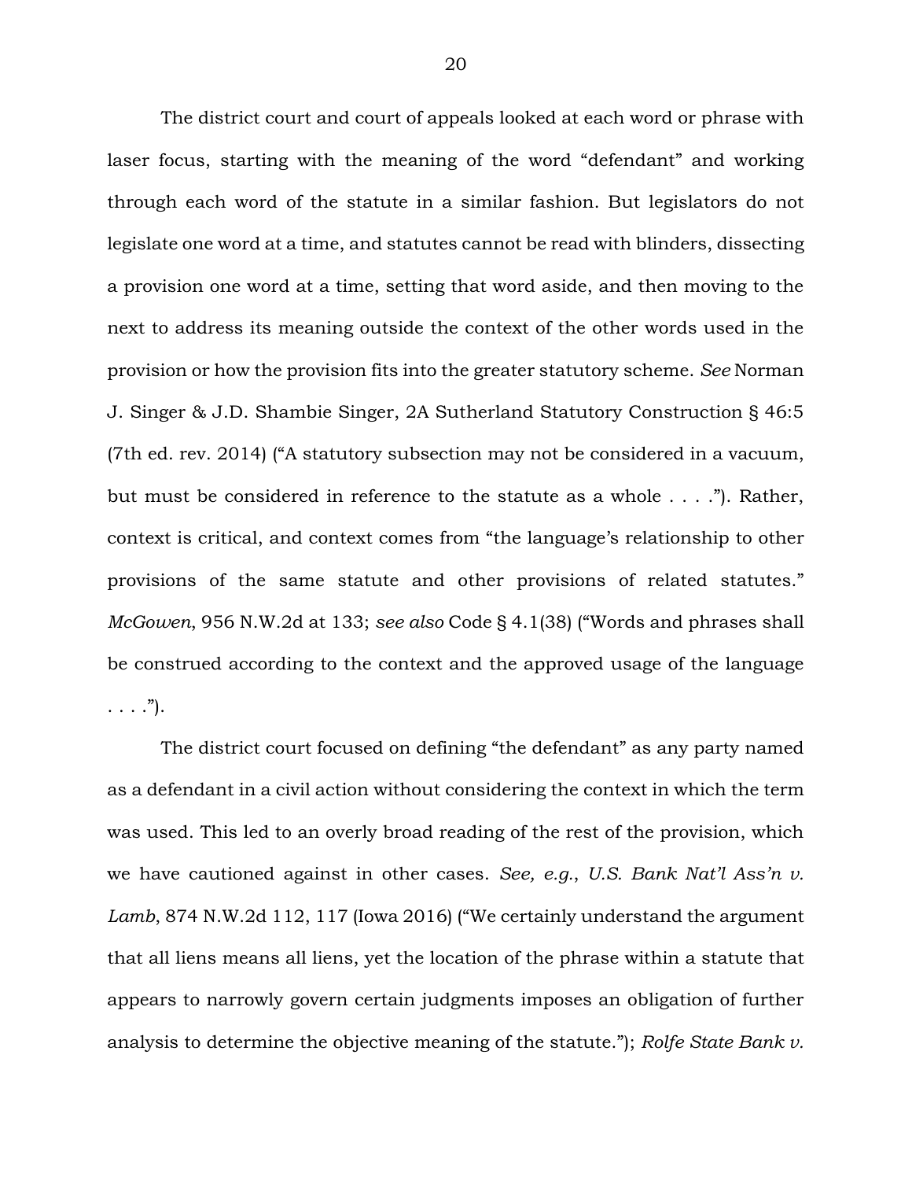The district court and court of appeals looked at each word or phrase with laser focus, starting with the meaning of the word "defendant" and working through each word of the statute in a similar fashion. But legislators do not legislate one word at a time, and statutes cannot be read with blinders, dissecting a provision one word at a time, setting that word aside, and then moving to the next to address its meaning outside the context of the other words used in the provision or how the provision fits into the greater statutory scheme. *See* Norman J. Singer & J.D. Shambie Singer, 2A Sutherland Statutory Construction § 46:5 (7th ed. rev. 2014) ("A statutory subsection may not be considered in a vacuum, but must be considered in reference to the statute as a whole . . . ."). Rather, context is critical, and context comes from "the language's relationship to other provisions of the same statute and other provisions of related statutes." *McGowen*, 956 N.W.2d at 133; *see also* Code § 4.1(38) ("Words and phrases shall be construed according to the context and the approved usage of the language . . . .").

The district court focused on defining "the defendant" as any party named as a defendant in a civil action without considering the context in which the term was used. This led to an overly broad reading of the rest of the provision, which we have cautioned against in other cases. *See, e.g.*, *U.S. Bank Nat'l Ass'n v. Lamb*, 874 N.W.2d 112, 117 (Iowa 2016) ("We certainly understand the argument that all liens means all liens, yet the location of the phrase within a statute that appears to narrowly govern certain judgments imposes an obligation of further analysis to determine the objective meaning of the statute."); *Rolfe State Bank v.*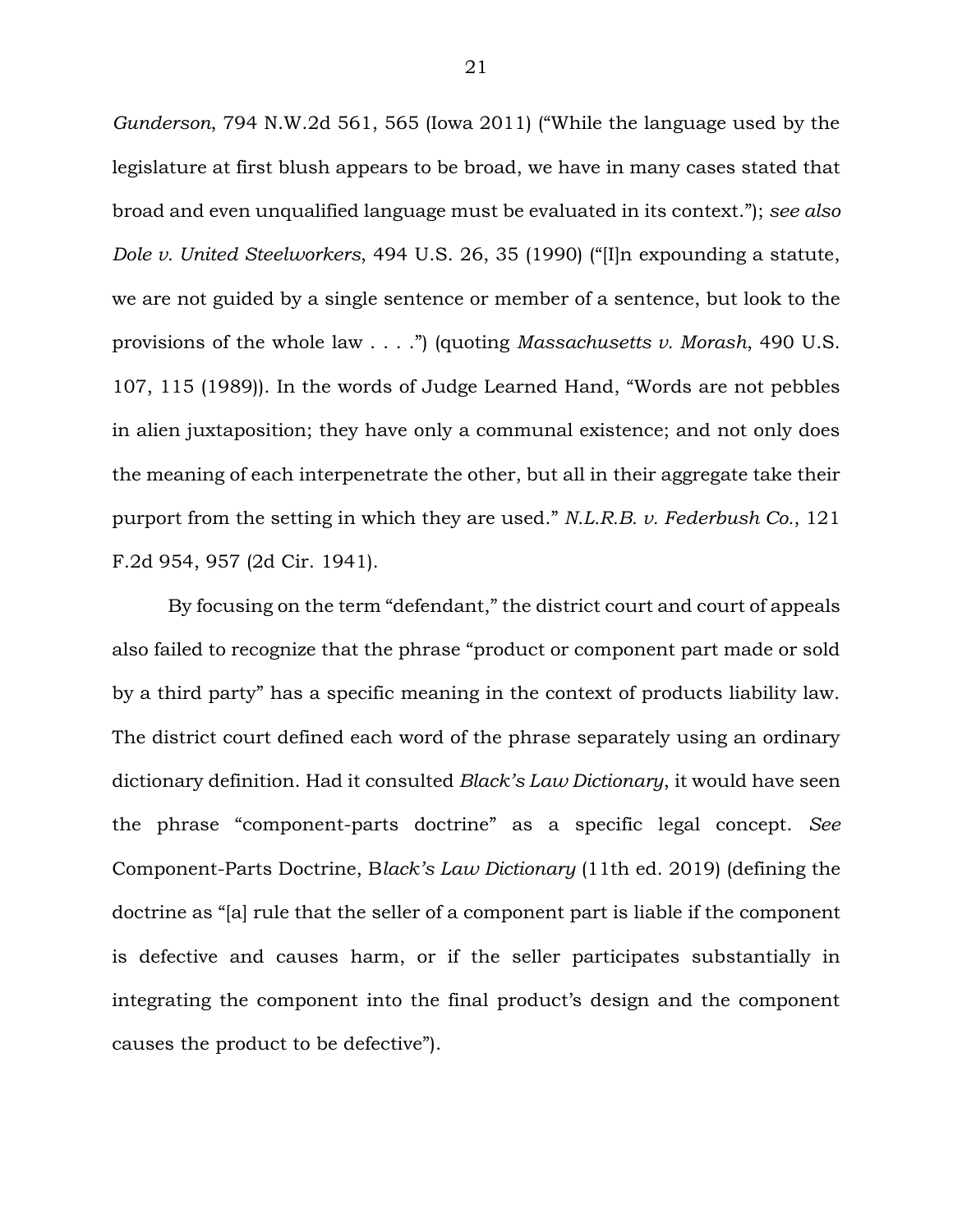*Gunderson*, 794 N.W.2d 561, 565 (Iowa 2011) ("While the language used by the legislature at first blush appears to be broad, we have in many cases stated that broad and even unqualified language must be evaluated in its context."); *see also* *Dole v. United Steelworkers*, 494 U.S. 26, 35 (1990) ("[I]n expounding a statute, we are not guided by a single sentence or member of a sentence, but look to the provisions of the whole law . . . .") (quoting *Massachusetts v. Morash*, 490 U.S. 107, 115 (1989)). In the words of Judge Learned Hand, "Words are not pebbles in alien juxtaposition; they have only a communal existence; and not only does the meaning of each interpenetrate the other, but all in their aggregate take their purport from the setting in which they are used." *N.L.R.B. v. Federbush Co.*, 121 F.2d 954, 957 (2d Cir. 1941).

By focusing on the term "defendant," the district court and court of appeals also failed to recognize that the phrase "product or component part made or sold by a third party" has a specific meaning in the context of products liability law. The district court defined each word of the phrase separately using an ordinary dictionary definition. Had it consulted *Black's Law Dictionary*, it would have seen the phrase "component-parts doctrine" as a specific legal concept. *See* Component-Parts Doctrine, B*lack's Law Dictionary* (11th ed. 2019) (defining the doctrine as "[a] rule that the seller of a component part is liable if the component is defective and causes harm, or if the seller participates substantially in integrating the component into the final product's design and the component causes the product to be defective").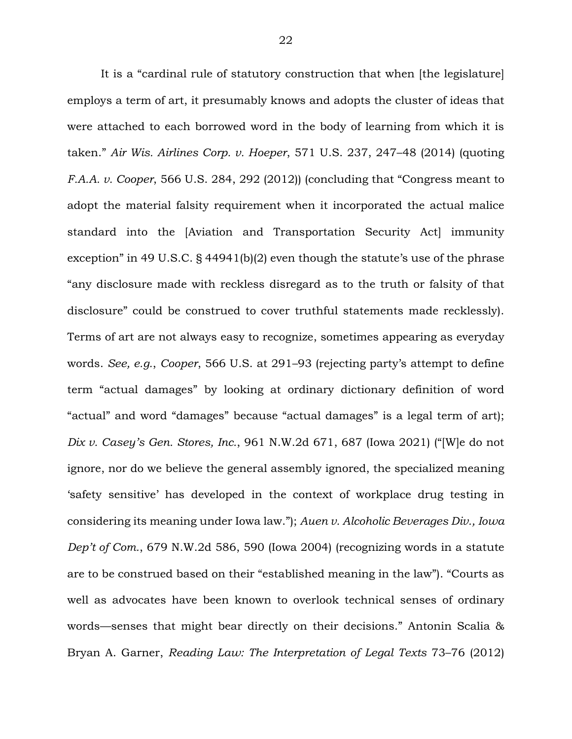It is a "cardinal rule of statutory construction that when [the legislature] employs a term of art, it presumably knows and adopts the cluster of ideas that were attached to each borrowed word in the body of learning from which it is taken." *Air Wis. Airlines Corp. v. Hoeper*, 571 U.S. 237, 247–48 (2014) (quoting *F.A.A. v. Cooper*, 566 U.S. 284, 292 (2012)) (concluding that "Congress meant to adopt the material falsity requirement when it incorporated the actual malice standard into the [Aviation and Transportation Security Act] immunity exception" in 49 U.S.C. § 44941(b)(2) even though the statute's use of the phrase "any disclosure made with reckless disregard as to the truth or falsity of that disclosure" could be construed to cover truthful statements made recklessly). Terms of art are not always easy to recognize, sometimes appearing as everyday words. *See, e.g.*, *Cooper*, 566 U.S. at 291–93 (rejecting party's attempt to define term "actual damages" by looking at ordinary dictionary definition of word "actual" and word "damages" because "actual damages" is a legal term of art); *Dix v. Casey's Gen. Stores, Inc.*, 961 N.W.2d 671, 687 (Iowa 2021) ("[W]e do not ignore, nor do we believe the general assembly ignored, the specialized meaning 'safety sensitive' has developed in the context of workplace drug testing in considering its meaning under Iowa law."); *Auen v. Alcoholic Beverages Div., Iowa Dep't of Com.*, 679 N.W.2d 586, 590 (Iowa 2004) (recognizing words in a statute are to be construed based on their "established meaning in the law"). "Courts as well as advocates have been known to overlook technical senses of ordinary words—senses that might bear directly on their decisions." Antonin Scalia & Bryan A. Garner, *Reading Law: The Interpretation of Legal Texts* 73–76 (2012)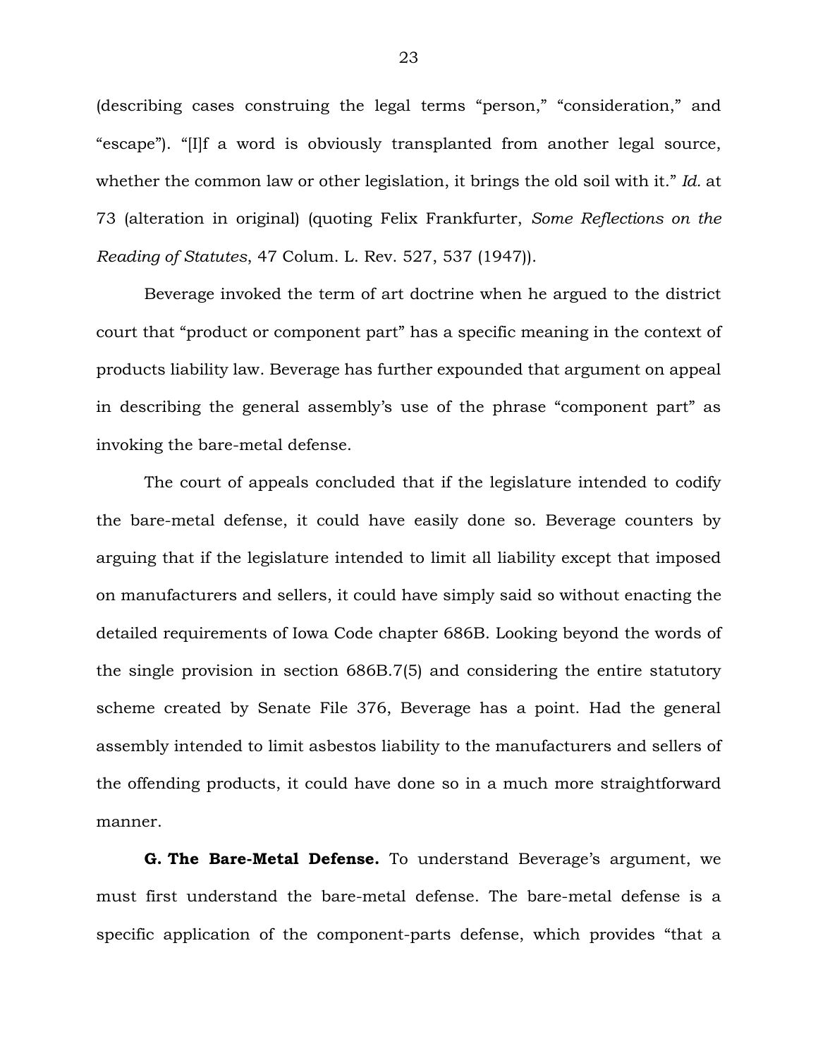(describing cases construing the legal terms "person," "consideration," and "escape"). "[I]f a word is obviously transplanted from another legal source, whether the common law or other legislation, it brings the old soil with it." *Id.* at 73 (alteration in original) (quoting Felix Frankfurter, *Some Reflections on the Reading of Statutes*, 47 Colum. L. Rev. 527, 537 (1947)).

Beverage invoked the term of art doctrine when he argued to the district court that "product or component part" has a specific meaning in the context of products liability law. Beverage has further expounded that argument on appeal in describing the general assembly's use of the phrase "component part" as invoking the bare-metal defense.

The court of appeals concluded that if the legislature intended to codify the bare-metal defense, it could have easily done so. Beverage counters by arguing that if the legislature intended to limit all liability except that imposed on manufacturers and sellers, it could have simply said so without enacting the detailed requirements of Iowa Code chapter 686B. Looking beyond the words of the single provision in section 686B.7(5) and considering the entire statutory scheme created by Senate File 376, Beverage has a point. Had the general assembly intended to limit asbestos liability to the manufacturers and sellers of the offending products, it could have done so in a much more straightforward manner.

**G. The Bare-Metal Defense.** To understand Beverage's argument, we must first understand the bare-metal defense. The bare-metal defense is a specific application of the component-parts defense, which provides "that a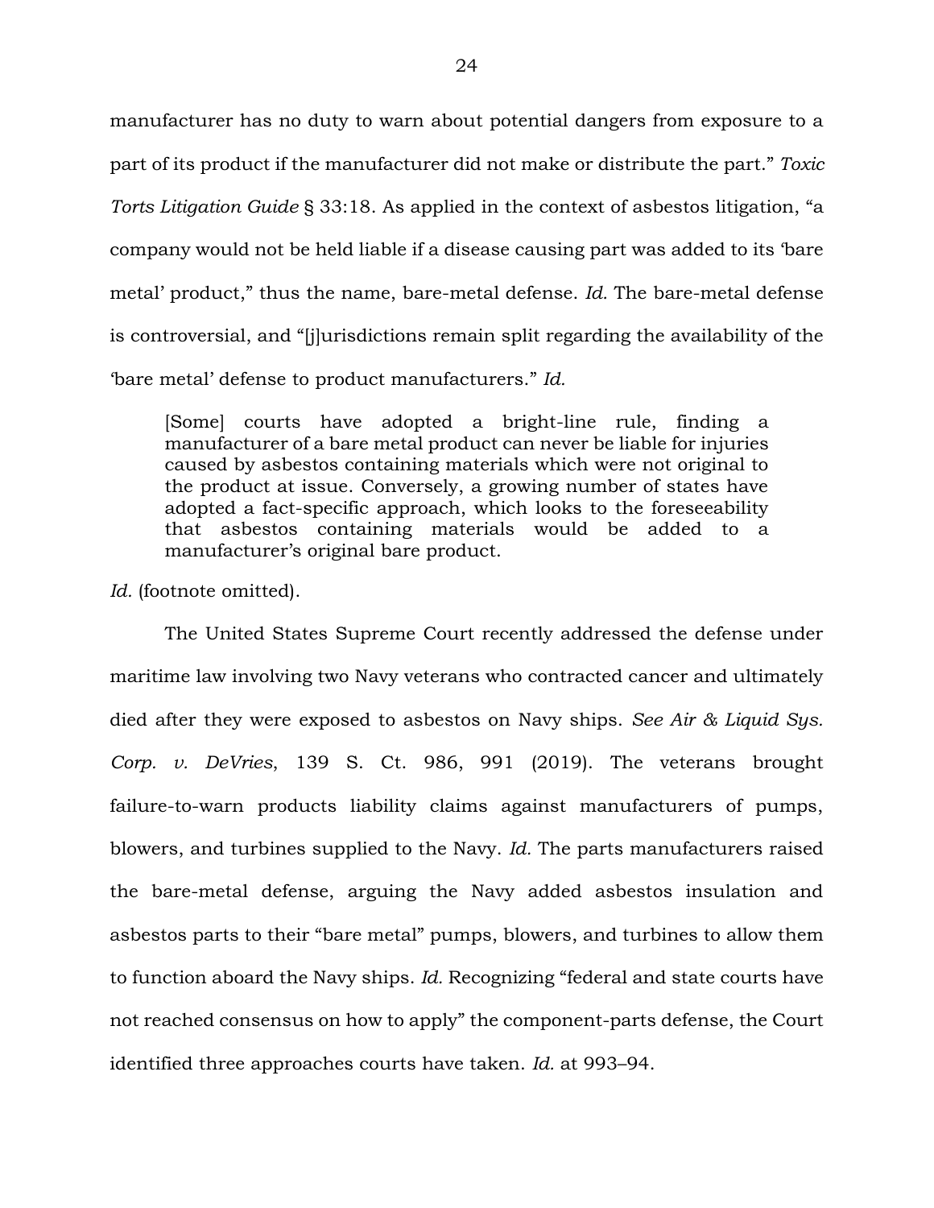manufacturer has no duty to warn about potential dangers from exposure to a part of its product if the manufacturer did not make or distribute the part." *Toxic Torts Litigation Guide* § 33:18. As applied in the context of asbestos litigation, "a company would not be held liable if a disease causing part was added to its 'bare metal' product," thus the name, bare-metal defense. *Id.* The bare-metal defense is controversial, and "[j]urisdictions remain split regarding the availability of the 'bare metal' defense to product manufacturers." *Id.*

> [Some] courts have adopted a bright-line rule, finding a manufacturer of a bare metal product can never be liable for injuries caused by asbestos containing materials which were not original to the product at issue. Conversely, a growing number of states have adopted a fact-specific approach, which looks to the foreseeability that asbestos containing materials would be added to a manufacturer's original bare product.

*Id.* (footnote omitted).

The United States Supreme Court recently addressed the defense under maritime law involving two Navy veterans who contracted cancer and ultimately died after they were exposed to asbestos on Navy ships. *See Air & Liquid Sys. Corp. v. DeVries*, 139 S. Ct. 986, 991 (2019). The veterans brought failure-to-warn products liability claims against manufacturers of pumps, blowers, and turbines supplied to the Navy. *Id.* The parts manufacturers raised the bare-metal defense, arguing the Navy added asbestos insulation and asbestos parts to their "bare metal" pumps, blowers, and turbines to allow them to function aboard the Navy ships. *Id.* Recognizing "federal and state courts have not reached consensus on how to apply" the component-parts defense, the Court identified three approaches courts have taken. *Id.* at 993–94.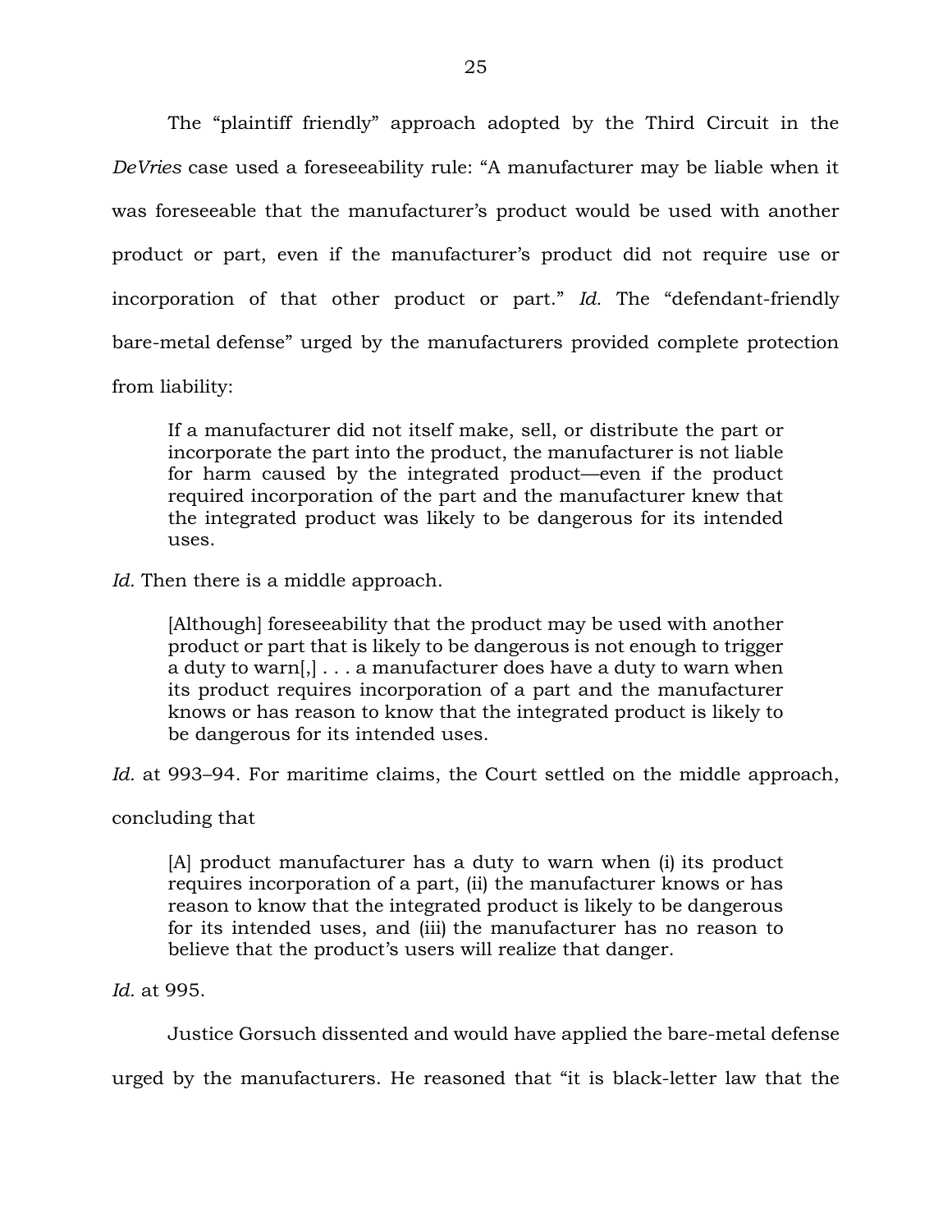The "plaintiff friendly" approach adopted by the Third Circuit in the *DeVries* case used a foreseeability rule: "A manufacturer may be liable when it was foreseeable that the manufacturer's product would be used with another product or part, even if the manufacturer's product did not require use or incorporation of that other product or part." *Id.* The "defendant-friendly bare-metal defense" urged by the manufacturers provided complete protection from liability:

> If a manufacturer did not itself make, sell, or distribute the part or incorporate the part into the product, the manufacturer is not liable for harm caused by the integrated product—even if the product required incorporation of the part and the manufacturer knew that the integrated product was likely to be dangerous for its intended uses.

*Id.* Then there is a middle approach.

> [Although] foreseeability that the product may be used with another product or part that is likely to be dangerous is not enough to trigger a duty to warn[,] . . . a manufacturer does have a duty to warn when its product requires incorporation of a part and the manufacturer knows or has reason to know that the integrated product is likely to be dangerous for its intended uses.

*Id.* at 993–94. For maritime claims, the Court settled on the middle approach, concluding that

> [A] product manufacturer has a duty to warn when (i) its product requires incorporation of a part, (ii) the manufacturer knows or has reason to know that the integrated product is likely to be dangerous for its intended uses, and (iii) the manufacturer has no reason to believe that the product's users will realize that danger.

*Id.* at 995.

Justice Gorsuch dissented and would have applied the bare-metal defense urged by the manufacturers. He reasoned that "it is black-letter law that the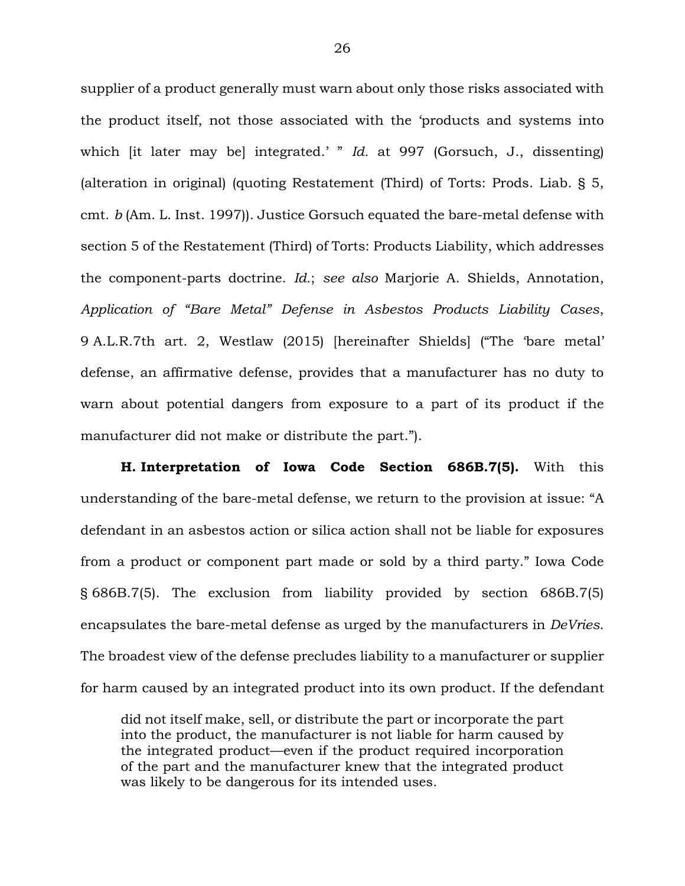supplier of a product generally must warn about only those risks associated with the product itself, not those associated with the 'products and systems into which [it later may be] integrated.' " *Id.* at 997 (Gorsuch, J., dissenting) (alteration in original) (quoting Restatement (Third) of Torts: Prods. Liab. § 5, cmt. *b* (Am. L. Inst. 1997)). Justice Gorsuch equated the bare-metal defense with section 5 of the Restatement (Third) of Torts: Products Liability, which addresses the component-parts doctrine. *Id.*; *see also* Marjorie A. Shields, Annotation, *Application of "Bare Metal" Defense in Asbestos Products Liability Cases*, 9 A.L.R.7th art. 2, Westlaw (2015) [hereinafter Shields] ("The 'bare metal' defense, an affirmative defense, provides that a manufacturer has no duty to warn about potential dangers from exposure to a part of its product if the manufacturer did not make or distribute the part.").

**H. Interpretation of Iowa Code Section 686B.7(5).** With this understanding of the bare-metal defense, we return to the provision at issue: "A defendant in an asbestos action or silica action shall not be liable for exposures from a product or component part made or sold by a third party." Iowa Code § 686B.7(5). The exclusion from liability provided by section 686B.7(5) encapsulates the bare-metal defense as urged by the manufacturers in *DeVries*. The broadest view of the defense precludes liability to a manufacturer or supplier for harm caused by an integrated product into its own product. If the defendant

> did not itself make, sell, or distribute the part or incorporate the part into the product, the manufacturer is not liable for harm caused by the integrated product—even if the product required incorporation of the part and the manufacturer knew that the integrated product was likely to be dangerous for its intended uses.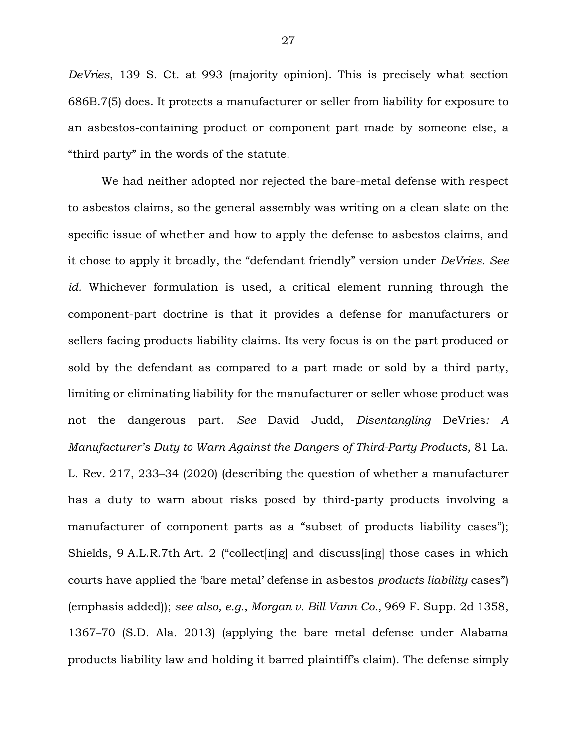*DeVries*, 139 S. Ct. at 993 (majority opinion). This is precisely what section 686B.7(5) does. It protects a manufacturer or seller from liability for exposure to an asbestos-containing product or component part made by someone else, a "third party" in the words of the statute.

We had neither adopted nor rejected the bare-metal defense with respect to asbestos claims, so the general assembly was writing on a clean slate on the specific issue of whether and how to apply the defense to asbestos claims, and it chose to apply it broadly, the "defendant friendly" version under *DeVries*. *See id.* Whichever formulation is used, a critical element running through the component-part doctrine is that it provides a defense for manufacturers or sellers facing products liability claims. Its very focus is on the part produced or sold by the defendant as compared to a part made or sold by a third party, limiting or eliminating liability for the manufacturer or seller whose product was not the dangerous part. *See* David Judd, *Disentangling* DeVries*: A Manufacturer's Duty to Warn Against the Dangers of Third-Party Products*, 81 La. L. Rev. 217, 233–34 (2020) (describing the question of whether a manufacturer has a duty to warn about risks posed by third-party products involving a manufacturer of component parts as a "subset of products liability cases"); Shields, 9 A.L.R.7th Art. 2 ("collect[ing] and discuss[ing] those cases in which courts have applied the 'bare metal' defense in asbestos *products liability* cases") (emphasis added)); *see also, e.g.*, *Morgan v. Bill Vann Co.*, 969 F. Supp. 2d 1358, 1367–70 (S.D. Ala. 2013) (applying the bare metal defense under Alabama products liability law and holding it barred plaintiff's claim). The defense simply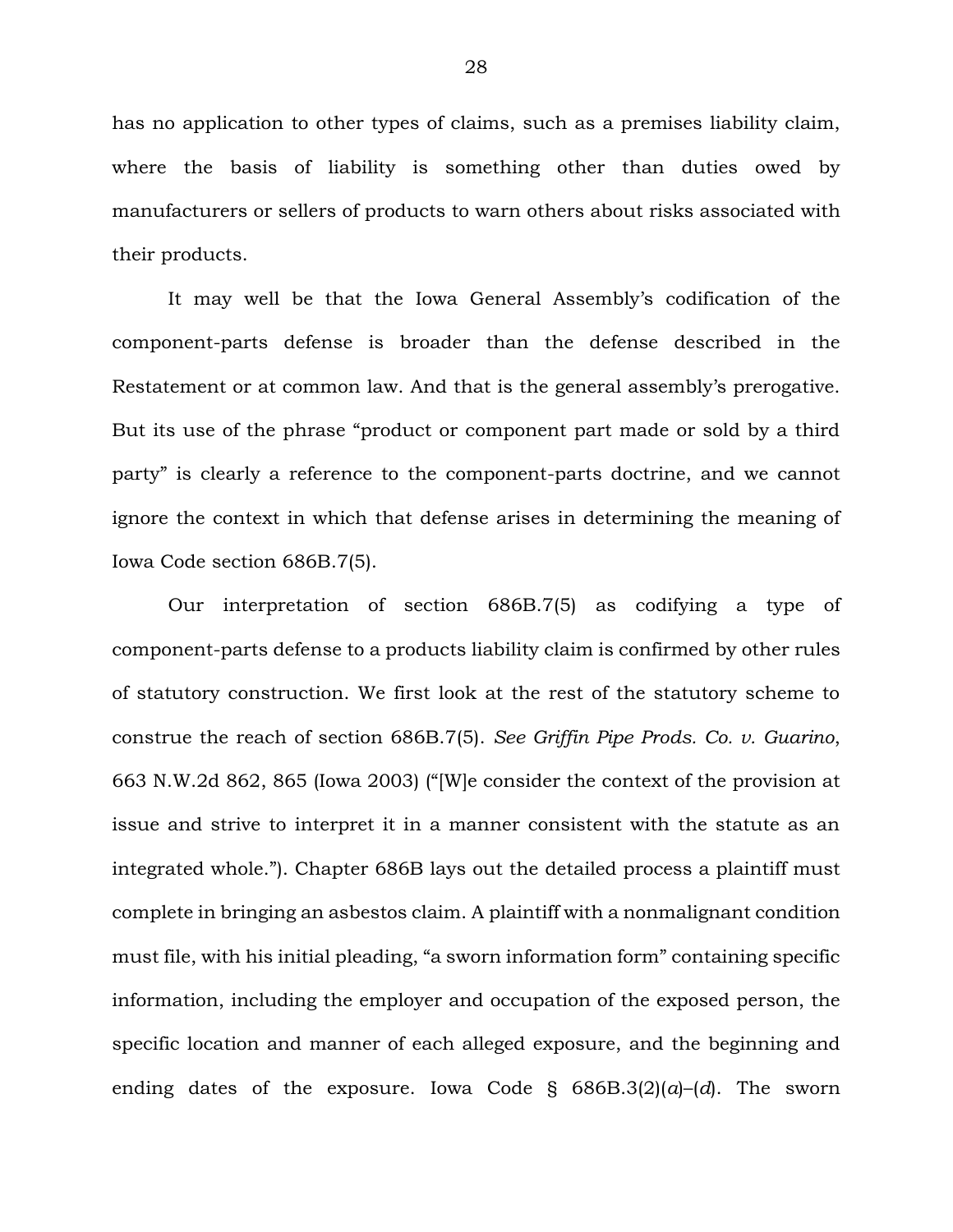has no application to other types of claims, such as a premises liability claim, where the basis of liability is something other than duties owed by manufacturers or sellers of products to warn others about risks associated with their products.

It may well be that the Iowa General Assembly's codification of the component-parts defense is broader than the defense described in the Restatement or at common law. And that is the general assembly's prerogative. But its use of the phrase "product or component part made or sold by a third party" is clearly a reference to the component-parts doctrine, and we cannot ignore the context in which that defense arises in determining the meaning of Iowa Code section 686B.7(5).

Our interpretation of section 686B.7(5) as codifying a type of component-parts defense to a products liability claim is confirmed by other rules of statutory construction. We first look at the rest of the statutory scheme to construe the reach of section 686B.7(5). *See Griffin Pipe Prods. Co. v. Guarino*, 663 N.W.2d 862, 865 (Iowa 2003) ("[W]e consider the context of the provision at issue and strive to interpret it in a manner consistent with the statute as an integrated whole."). Chapter 686B lays out the detailed process a plaintiff must complete in bringing an asbestos claim. A plaintiff with a nonmalignant condition must file, with his initial pleading, "a sworn information form" containing specific information, including the employer and occupation of the exposed person, the specific location and manner of each alleged exposure, and the beginning and ending dates of the exposure. Iowa Code § 686B.3(2)(*a*)–(*d*). The sworn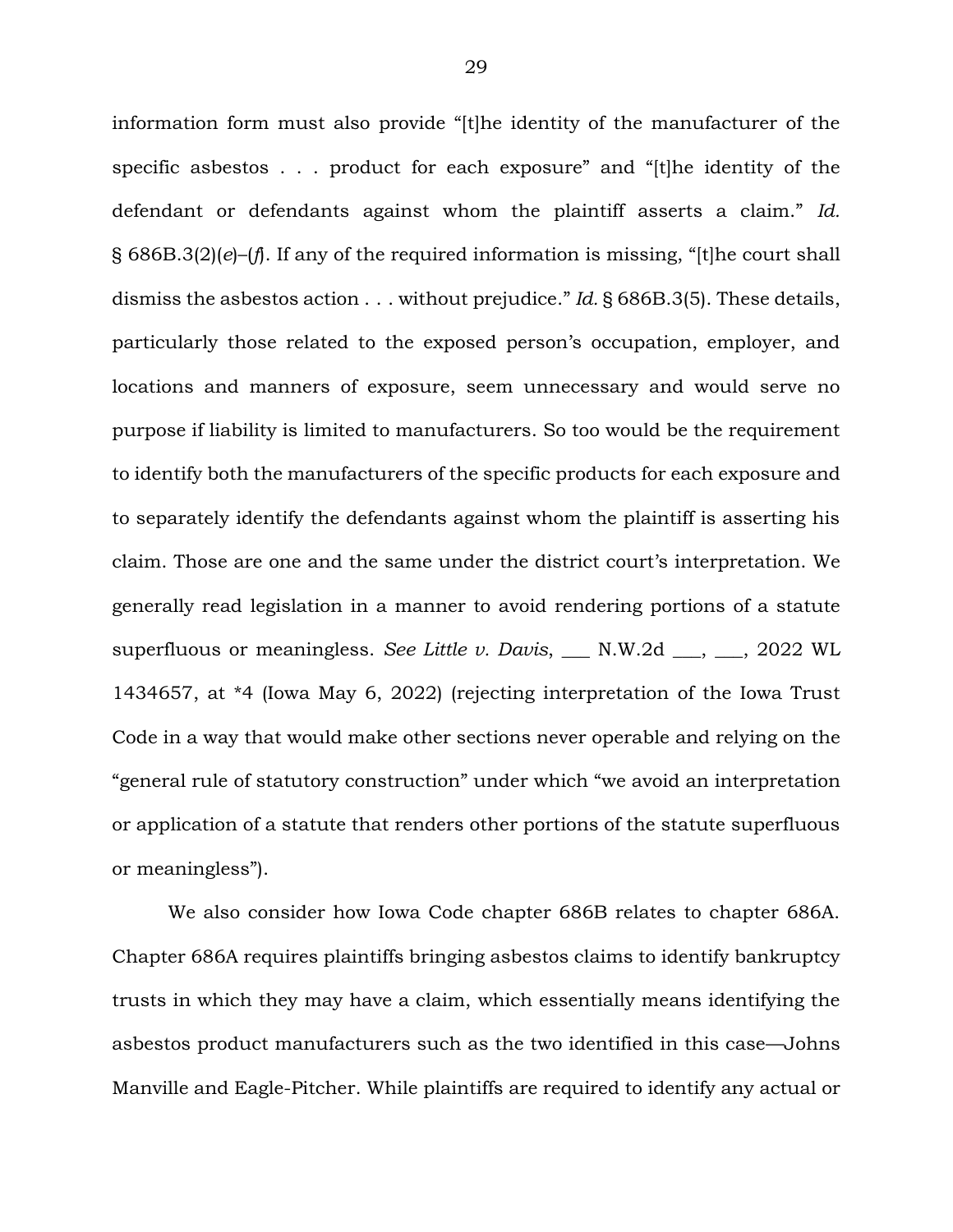information form must also provide "[t]he identity of the manufacturer of the specific asbestos . . . product for each exposure" and "[t]he identity of the defendant or defendants against whom the plaintiff asserts a claim." *Id.* § 686B.3(2)(*e*)–(*f*). If any of the required information is missing, "[t]he court shall dismiss the asbestos action . . . without prejudice." *Id.* § 686B.3(5). These details, particularly those related to the exposed person's occupation, employer, and locations and manners of exposure, seem unnecessary and would serve no purpose if liability is limited to manufacturers. So too would be the requirement to identify both the manufacturers of the specific products for each exposure and to separately identify the defendants against whom the plaintiff is asserting his claim. Those are one and the same under the district court's interpretation. We generally read legislation in a manner to avoid rendering portions of a statute superfluous or meaningless. *See Little v. Davis*, ___ N.W.2d ___, ___, 2022 WL 1434657, at *4 (Iowa May 6, 2022) (rejecting interpretation of the Iowa Trust Code in a way that would make other sections never operable and relying on the "general rule of statutory construction" under which "we avoid an interpretation or application of a statute that renders other portions of the statute superfluous or meaningless").

We also consider how Iowa Code chapter 686B relates to chapter 686A. Chapter 686A requires plaintiffs bringing asbestos claims to identify bankruptcy trusts in which they may have a claim, which essentially means identifying the asbestos product manufacturers such as the two identified in this case—Johns Manville and Eagle-Pitcher. While plaintiffs are required to identify any actual or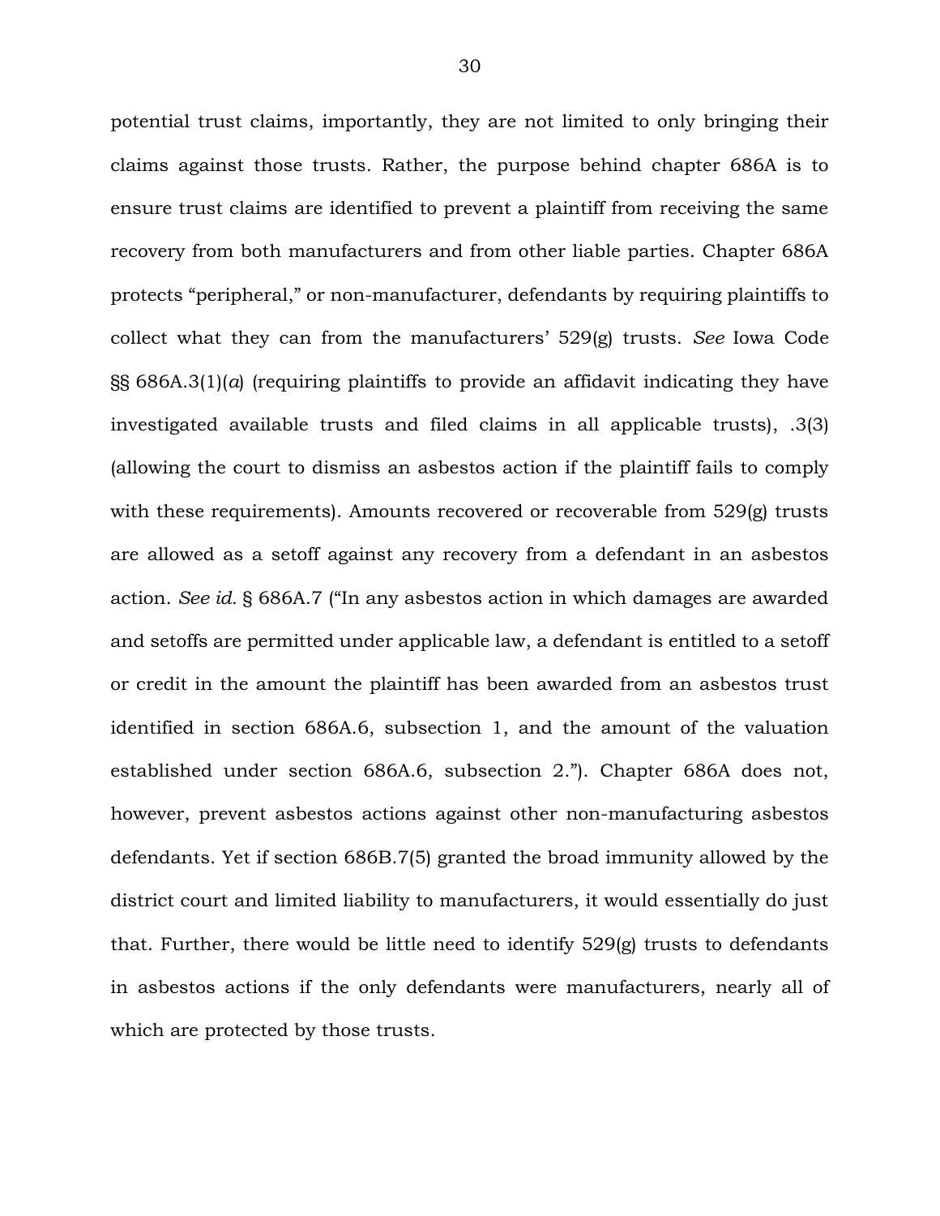potential trust claims, importantly, they are not limited to only bringing their claims against those trusts. Rather, the purpose behind chapter 686A is to ensure trust claims are identified to prevent a plaintiff from receiving the same recovery from both manufacturers and from other liable parties. Chapter 686A protects "peripheral," or non-manufacturer, defendants by requiring plaintiffs to collect what they can from the manufacturers' 529(g) trusts. *See* Iowa Code §§ 686A.3(1)(*a*) (requiring plaintiffs to provide an affidavit indicating they have investigated available trusts and filed claims in all applicable trusts), .3(3) (allowing the court to dismiss an asbestos action if the plaintiff fails to comply with these requirements). Amounts recovered or recoverable from 529(g) trusts are allowed as a setoff against any recovery from a defendant in an asbestos action. *See id.* § 686A.7 ("In any asbestos action in which damages are awarded and setoffs are permitted under applicable law, a defendant is entitled to a setoff or credit in the amount the plaintiff has been awarded from an asbestos trust identified in section 686A.6, subsection 1, and the amount of the valuation established under section 686A.6, subsection 2."). Chapter 686A does not, however, prevent asbestos actions against other non-manufacturing asbestos defendants. Yet if section 686B.7(5) granted the broad immunity allowed by the district court and limited liability to manufacturers, it would essentially do just that. Further, there would be little need to identify 529(g) trusts to defendants in asbestos actions if the only defendants were manufacturers, nearly all of which are protected by those trusts.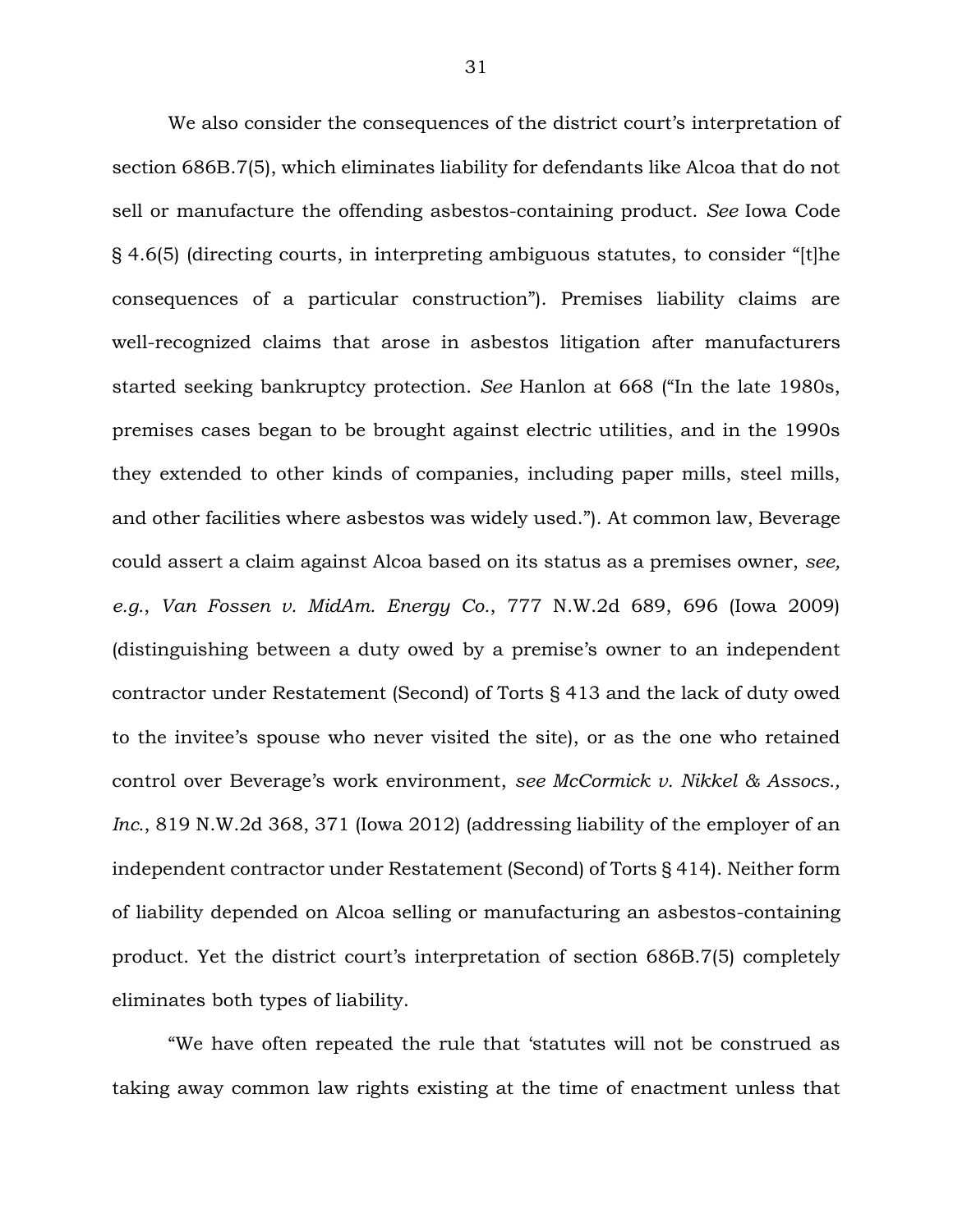We also consider the consequences of the district court's interpretation of section 686B.7(5), which eliminates liability for defendants like Alcoa that do not sell or manufacture the offending asbestos-containing product. *See* Iowa Code § 4.6(5) (directing courts, in interpreting ambiguous statutes, to consider "[t]he consequences of a particular construction"). Premises liability claims are well-recognized claims that arose in asbestos litigation after manufacturers started seeking bankruptcy protection. *See* Hanlon at 668 ("In the late 1980s, premises cases began to be brought against electric utilities, and in the 1990s they extended to other kinds of companies, including paper mills, steel mills, and other facilities where asbestos was widely used."). At common law, Beverage could assert a claim against Alcoa based on its status as a premises owner, *see, e.g.*, *Van Fossen v. MidAm. Energy Co.*, 777 N.W.2d 689, 696 (Iowa 2009) (distinguishing between a duty owed by a premise's owner to an independent contractor under Restatement (Second) of Torts § 413 and the lack of duty owed to the invitee's spouse who never visited the site), or as the one who retained control over Beverage's work environment, *see McCormick v. Nikkel & Assocs., Inc.*, 819 N.W.2d 368, 371 (Iowa 2012) (addressing liability of the employer of an independent contractor under Restatement (Second) of Torts § 414). Neither form of liability depended on Alcoa selling or manufacturing an asbestos-containing product. Yet the district court's interpretation of section 686B.7(5) completely eliminates both types of liability.

"We have often repeated the rule that 'statutes will not be construed as taking away common law rights existing at the time of enactment unless that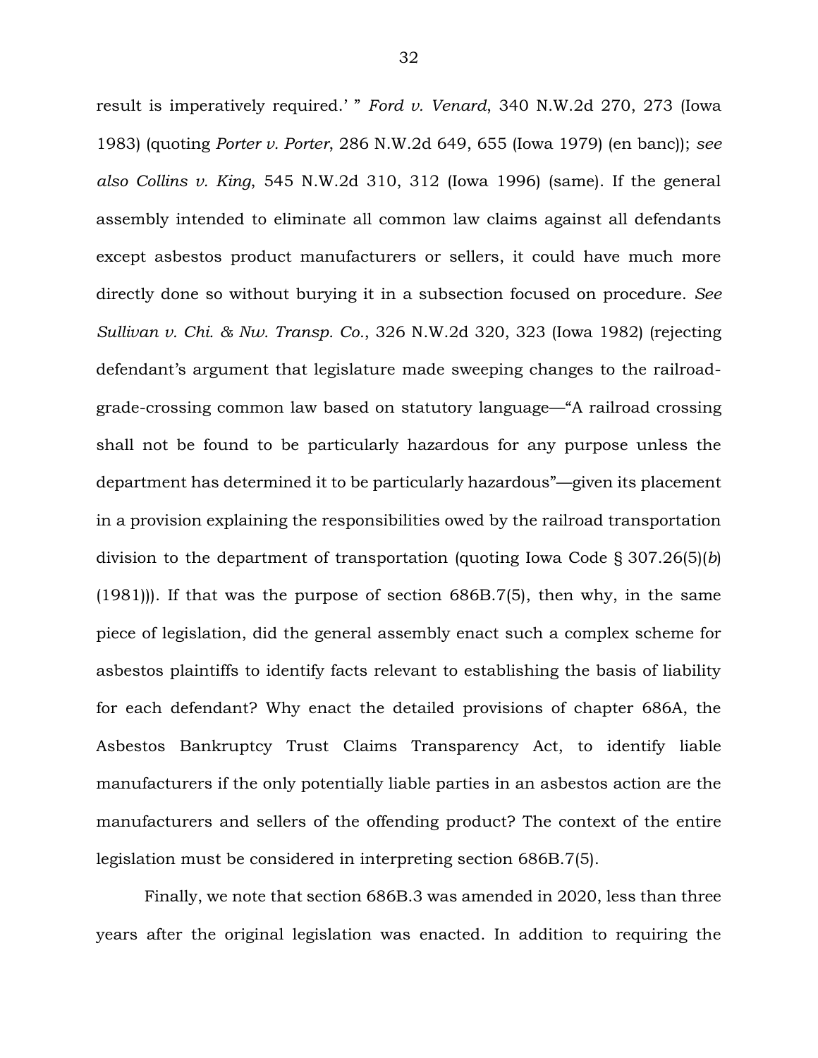result is imperatively required.' " *Ford v. Venard*, 340 N.W.2d 270, 273 (Iowa 1983) (quoting *Porter v. Porter*, 286 N.W.2d 649, 655 (Iowa 1979) (en banc)); *see also Collins v. King*, 545 N.W.2d 310, 312 (Iowa 1996) (same). If the general assembly intended to eliminate all common law claims against all defendants except asbestos product manufacturers or sellers, it could have much more directly done so without burying it in a subsection focused on procedure. *See Sullivan v. Chi. & Nw. Transp. Co.*, 326 N.W.2d 320, 323 (Iowa 1982) (rejecting defendant's argument that legislature made sweeping changes to the railroad-grade-crossing common law based on statutory language—"A railroad crossing shall not be found to be particularly hazardous for any purpose unless the department has determined it to be particularly hazardous"—given its placement in a provision explaining the responsibilities owed by the railroad transportation division to the department of transportation (quoting Iowa Code § 307.26(5)(*b*) (1981))). If that was the purpose of section 686B.7(5), then why, in the same piece of legislation, did the general assembly enact such a complex scheme for asbestos plaintiffs to identify facts relevant to establishing the basis of liability for each defendant? Why enact the detailed provisions of chapter 686A, the Asbestos Bankruptcy Trust Claims Transparency Act, to identify liable manufacturers if the only potentially liable parties in an asbestos action are the manufacturers and sellers of the offending product? The context of the entire legislation must be considered in interpreting section 686B.7(5).

Finally, we note that section 686B.3 was amended in 2020, less than three years after the original legislation was enacted. In addition to requiring the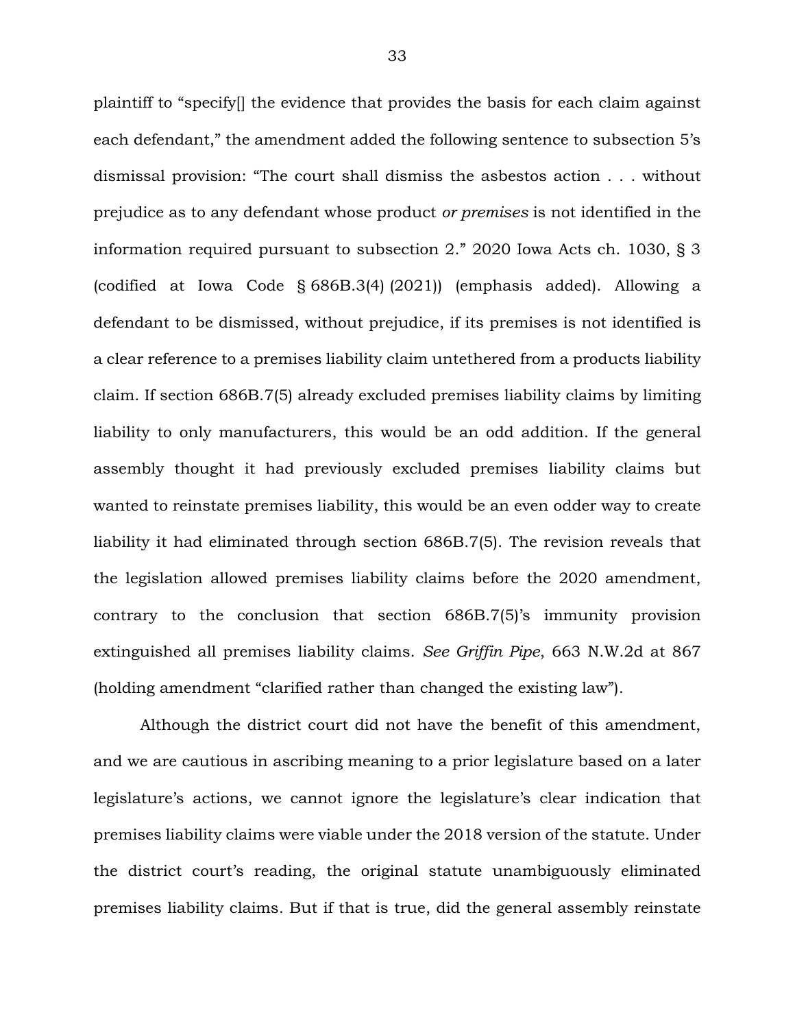plaintiff to "specify[] the evidence that provides the basis for each claim against each defendant," the amendment added the following sentence to subsection 5's dismissal provision: "The court shall dismiss the asbestos action . . . without prejudice as to any defendant whose product *or premises* is not identified in the information required pursuant to subsection 2." 2020 Iowa Acts ch. 1030, § 3 (codified at Iowa Code § 686B.3(4) (2021)) (emphasis added). Allowing a defendant to be dismissed, without prejudice, if its premises is not identified is a clear reference to a premises liability claim untethered from a products liability claim. If section 686B.7(5) already excluded premises liability claims by limiting liability to only manufacturers, this would be an odd addition. If the general assembly thought it had previously excluded premises liability claims but wanted to reinstate premises liability, this would be an even odder way to create liability it had eliminated through section 686B.7(5). The revision reveals that the legislation allowed premises liability claims before the 2020 amendment, contrary to the conclusion that section 686B.7(5)'s immunity provision extinguished all premises liability claims. *See Griffin Pipe*, 663 N.W.2d at 867 (holding amendment "clarified rather than changed the existing law").

Although the district court did not have the benefit of this amendment, and we are cautious in ascribing meaning to a prior legislature based on a later legislature's actions, we cannot ignore the legislature's clear indication that premises liability claims were viable under the 2018 version of the statute. Under the district court's reading, the original statute unambiguously eliminated premises liability claims. But if that is true, did the general assembly reinstate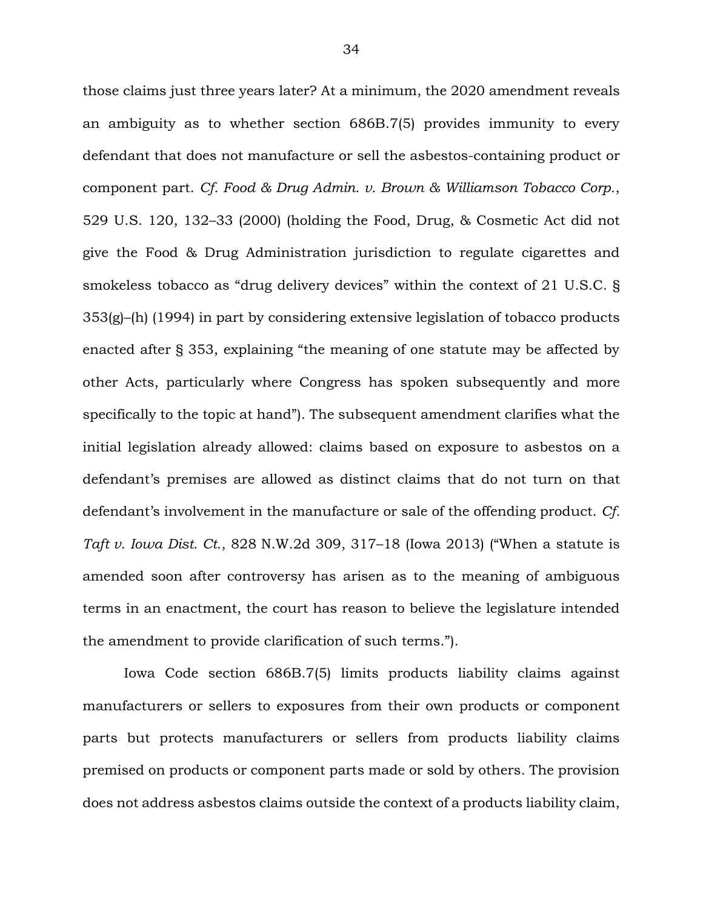those claims just three years later? At a minimum, the 2020 amendment reveals an ambiguity as to whether section 686B.7(5) provides immunity to every defendant that does not manufacture or sell the asbestos-containing product or component part. *Cf. Food & Drug Admin. v. Brown & Williamson Tobacco Corp.*, 529 U.S. 120, 132–33 (2000) (holding the Food, Drug, & Cosmetic Act did not give the Food & Drug Administration jurisdiction to regulate cigarettes and smokeless tobacco as "drug delivery devices" within the context of 21 U.S.C. § 353(g)–(h) (1994) in part by considering extensive legislation of tobacco products enacted after § 353, explaining "the meaning of one statute may be affected by other Acts, particularly where Congress has spoken subsequently and more specifically to the topic at hand"). The subsequent amendment clarifies what the initial legislation already allowed: claims based on exposure to asbestos on a defendant's premises are allowed as distinct claims that do not turn on that defendant's involvement in the manufacture or sale of the offending product. *Cf. Taft v. Iowa Dist. Ct.*, 828 N.W.2d 309, 317–18 (Iowa 2013) ("When a statute is amended soon after controversy has arisen as to the meaning of ambiguous terms in an enactment, the court has reason to believe the legislature intended the amendment to provide clarification of such terms.").

Iowa Code section 686B.7(5) limits products liability claims against manufacturers or sellers to exposures from their own products or component parts but protects manufacturers or sellers from products liability claims premised on products or component parts made or sold by others. The provision does not address asbestos claims outside the context of a products liability claim,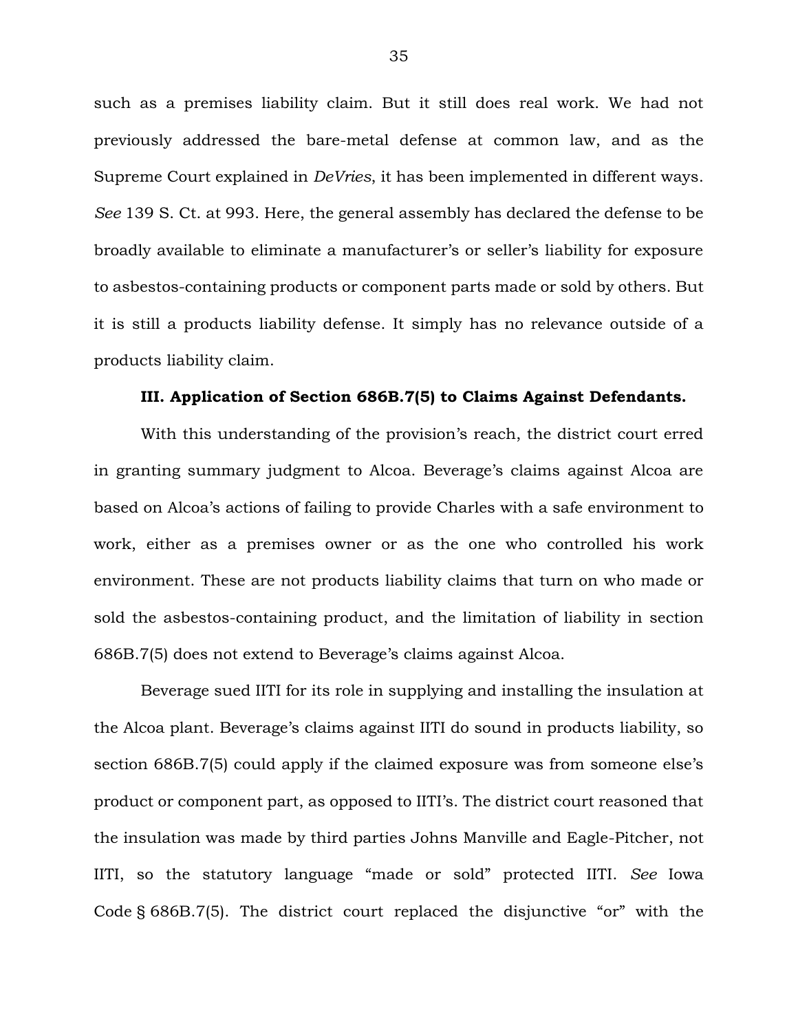such as a premises liability claim. But it still does real work. We had not previously addressed the bare-metal defense at common law, and as the Supreme Court explained in *DeVries*, it has been implemented in different ways. *See* 139 S. Ct. at 993. Here, the general assembly has declared the defense to be broadly available to eliminate a manufacturer's or seller's liability for exposure to asbestos-containing products or component parts made or sold by others. But it is still a products liability defense. It simply has no relevance outside of a products liability claim.

### III. Application of Section 686B.7(5) to Claims Against Defendants.

With this understanding of the provision's reach, the district court erred in granting summary judgment to Alcoa. Beverage's claims against Alcoa are based on Alcoa's actions of failing to provide Charles with a safe environment to work, either as a premises owner or as the one who controlled his work environment. These are not products liability claims that turn on who made or sold the asbestos-containing product, and the limitation of liability in section 686B.7(5) does not extend to Beverage's claims against Alcoa.

Beverage sued IITI for its role in supplying and installing the insulation at the Alcoa plant. Beverage's claims against IITI do sound in products liability, so section 686B.7(5) could apply if the claimed exposure was from someone else's product or component part, as opposed to IITI's. The district court reasoned that the insulation was made by third parties Johns Manville and Eagle-Pitcher, not IITI, so the statutory language "made or sold" protected IITI. *See* Iowa Code § 686B.7(5). The district court replaced the disjunctive "or" with the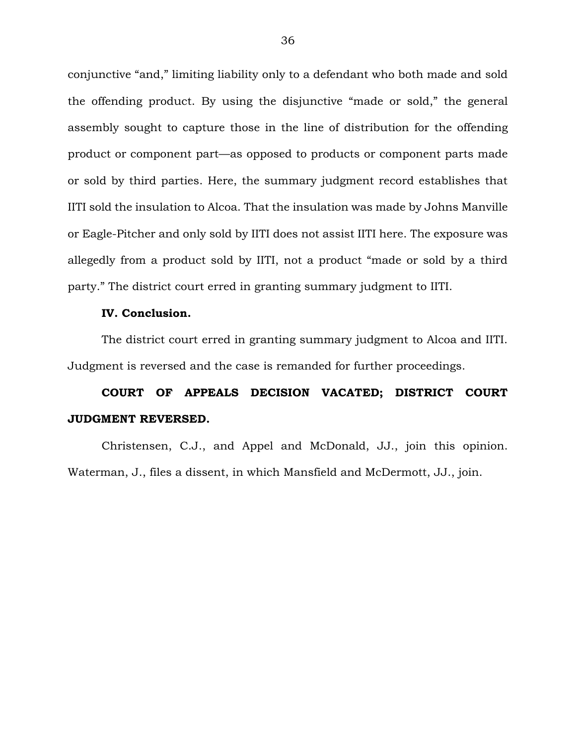conjunctive "and," limiting liability only to a defendant who both made and sold the offending product. By using the disjunctive "made or sold," the general assembly sought to capture those in the line of distribution for the offending product or component part—as opposed to products or component parts made or sold by third parties. Here, the summary judgment record establishes that IITI sold the insulation to Alcoa. That the insulation was made by Johns Manville or Eagle-Pitcher and only sold by IITI does not assist IITI here. The exposure was allegedly from a product sold by IITI, not a product "made or sold by a third party." The district court erred in granting summary judgment to IITI.

**IV. Conclusion.**

The district court erred in granting summary judgment to Alcoa and IITI. Judgment is reversed and the case is remanded for further proceedings.

**COURT OF APPEALS DECISION VACATED; DISTRICT COURT JUDGMENT REVERSED.**

Christensen, C.J., and Appel and McDonald, JJ., join this opinion. Waterman, J., files a dissent, in which Mansfield and McDermott, JJ., join.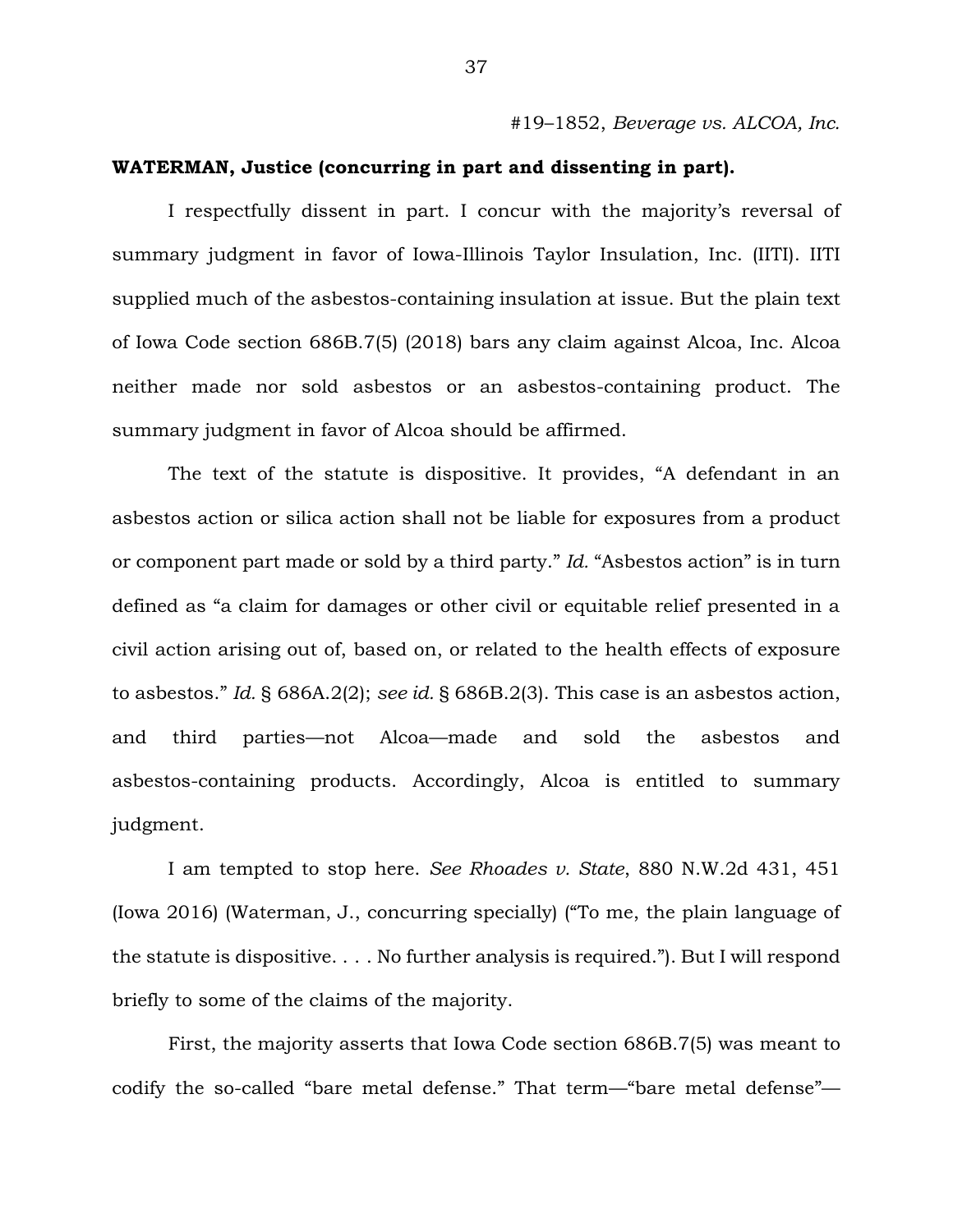#19–1852, *Beverage vs. ALCOA, Inc.*

**WATERMAN, Justice (concurring in part and dissenting in part).**

I respectfully dissent in part. I concur with the majority's reversal of summary judgment in favor of Iowa-Illinois Taylor Insulation, Inc. (IITI). IITI supplied much of the asbestos-containing insulation at issue. But the plain text of Iowa Code section 686B.7(5) (2018) bars any claim against Alcoa, Inc. Alcoa neither made nor sold asbestos or an asbestos-containing product. The summary judgment in favor of Alcoa should be affirmed.

The text of the statute is dispositive. It provides, "A defendant in an asbestos action or silica action shall not be liable for exposures from a product or component part made or sold by a third party." *Id.* "Asbestos action" is in turn defined as "a claim for damages or other civil or equitable relief presented in a civil action arising out of, based on, or related to the health effects of exposure to asbestos." *Id.* § 686A.2(2); *see id.* § 686B.2(3). This case is an asbestos action, and third parties—not Alcoa—made and sold the asbestos and asbestos-containing products. Accordingly, Alcoa is entitled to summary judgment.

I am tempted to stop here. *See Rhoades v. State*, 880 N.W.2d 431, 451 (Iowa 2016) (Waterman, J., concurring specially) ("To me, the plain language of the statute is dispositive. . . . No further analysis is required."). But I will respond briefly to some of the claims of the majority.

First, the majority asserts that Iowa Code section 686B.7(5) was meant to codify the so-called "bare metal defense." That term—"bare metal defense"—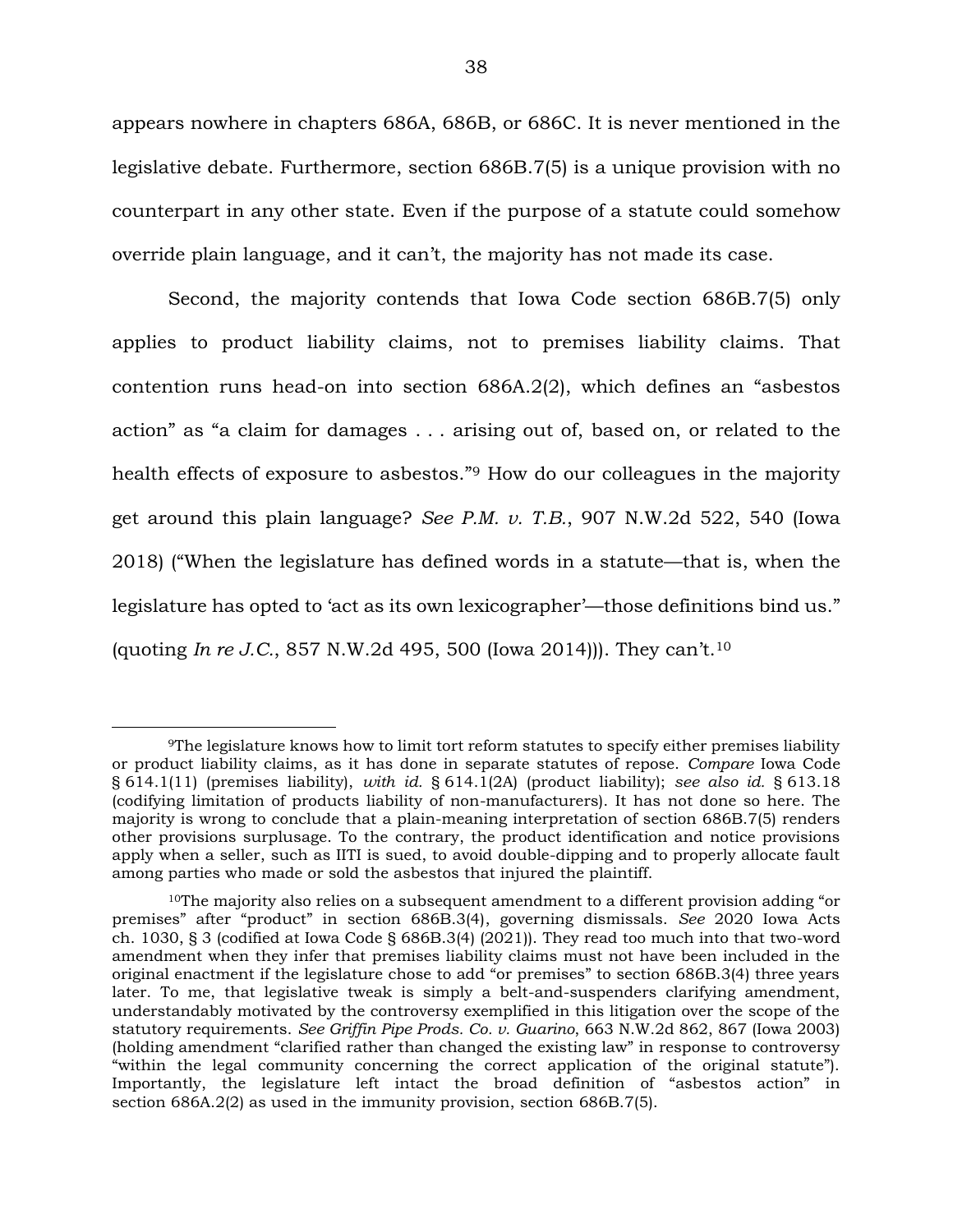appears nowhere in chapters 686A, 686B, or 686C. It is never mentioned in the legislative debate. Furthermore, section 686B.7(5) is a unique provision with no counterpart in any other state. Even if the purpose of a statute could somehow override plain language, and it can't, the majority has not made its case.

Second, the majority contends that Iowa Code section 686B.7(5) only applies to product liability claims, not to premises liability claims. That contention runs head-on into section 686A.2(2), which defines an "asbestos action" as "a claim for damages . . . arising out of, based on, or related to the health effects of exposure to asbestos."[9] How do our colleagues in the majority get around this plain language? *See P.M. v. T.B.*, 907 N.W.2d 522, 540 (Iowa 2018) ("When the legislature has defined words in a statute—that is, when the legislature has opted to 'act as its own lexicographer'—those definitions bind us." (quoting *In re J.C.*, 857 N.W.2d 495, 500 (Iowa 2014))). They can't.[10]

---

[9]The legislature knows how to limit tort reform statutes to specify either premises liability or product liability claims, as it has done in separate statutes of repose. *Compare* Iowa Code § 614.1(11) (premises liability), *with id.* § 614.1(2A) (product liability); *see also id.* § 613.18 (codifying limitation of products liability of non-manufacturers). It has not done so here. The majority is wrong to conclude that a plain-meaning interpretation of section 686B.7(5) renders other provisions surplusage. To the contrary, the product identification and notice provisions apply when a seller, such as IITI is sued, to avoid double-dipping and to properly allocate fault among parties who made or sold the asbestos that injured the plaintiff.

[10]The majority also relies on a subsequent amendment to a different provision adding "or premises" after "product" in section 686B.3(4), governing dismissals. *See* 2020 Iowa Acts ch. 1030, § 3 (codified at Iowa Code § 686B.3(4) (2021)). They read too much into that two-word amendment when they infer that premises liability claims must not have been included in the original enactment if the legislature chose to add "or premises" to section 686B.3(4) three years later. To me, that legislative tweak is simply a belt-and-suspenders clarifying amendment, understandably motivated by the controversy exemplified in this litigation over the scope of the statutory requirements. *See Griffin Pipe Prods. Co. v. Guarino*, 663 N.W.2d 862, 867 (Iowa 2003) (holding amendment "clarified rather than changed the existing law" in response to controversy "within the legal community concerning the correct application of the original statute"). Importantly, the legislature left intact the broad definition of "asbestos action" in section 686A.2(2) as used in the immunity provision, section 686B.7(5).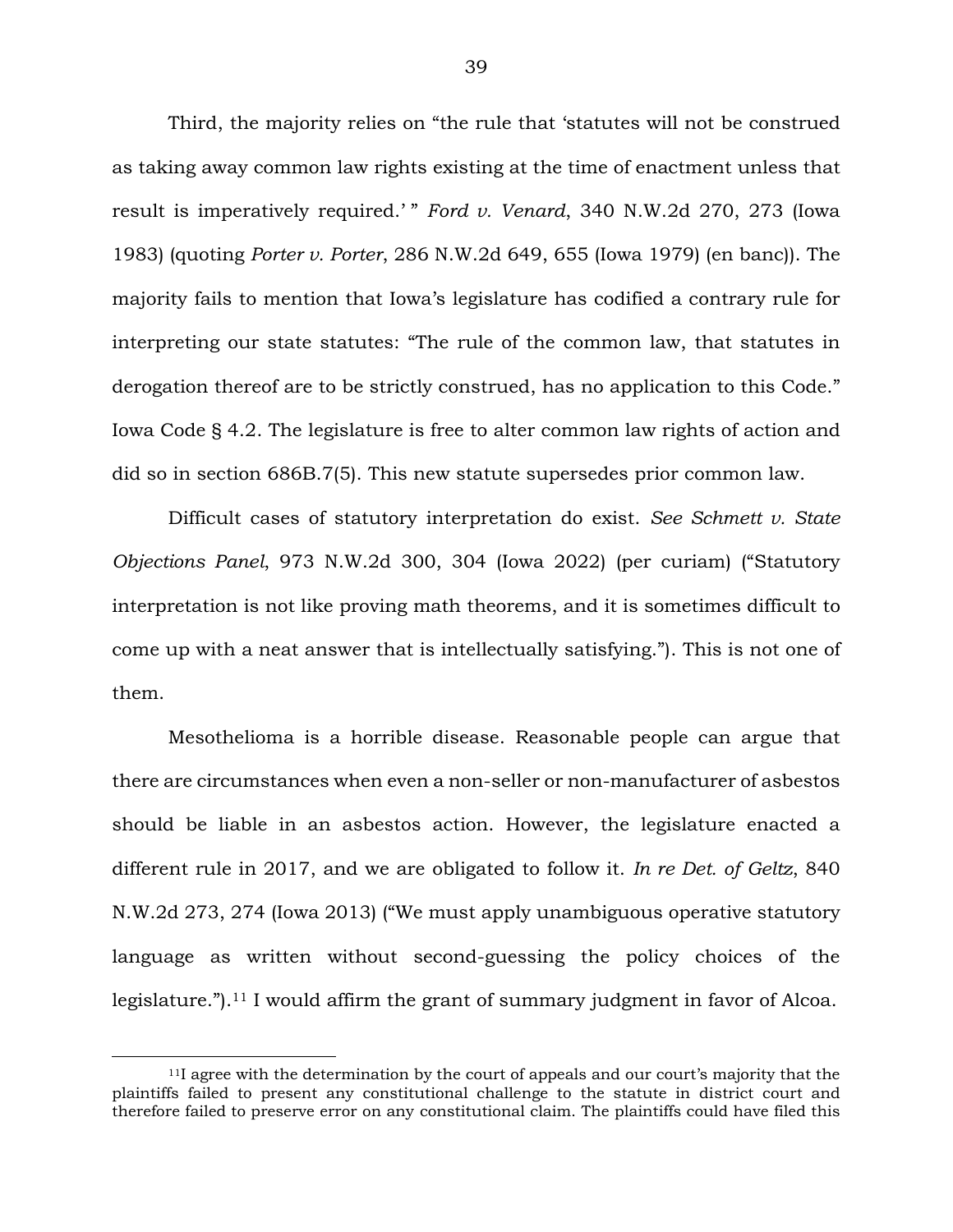Third, the majority relies on "the rule that 'statutes will not be construed as taking away common law rights existing at the time of enactment unless that result is imperatively required.' " *Ford v. Venard*, 340 N.W.2d 270, 273 (Iowa 1983) (quoting *Porter v. Porter*, 286 N.W.2d 649, 655 (Iowa 1979) (en banc)). The majority fails to mention that Iowa's legislature has codified a contrary rule for interpreting our state statutes: "The rule of the common law, that statutes in derogation thereof are to be strictly construed, has no application to this Code." Iowa Code § 4.2. The legislature is free to alter common law rights of action and did so in section 686B.7(5). This new statute supersedes prior common law.

Difficult cases of statutory interpretation do exist. *See Schmett v. State Objections Panel*, 973 N.W.2d 300, 304 (Iowa 2022) (per curiam) ("Statutory interpretation is not like proving math theorems, and it is sometimes difficult to come up with a neat answer that is intellectually satisfying."). This is not one of them.

Mesothelioma is a horrible disease. Reasonable people can argue that there are circumstances when even a non-seller or non-manufacturer of asbestos should be liable in an asbestos action. However, the legislature enacted a different rule in 2017, and we are obligated to follow it. *In re Det. of Geltz*, 840 N.W.2d 273, 274 (Iowa 2013) ("We must apply unambiguous operative statutory language as written without second-guessing the policy choices of the legislature.").[11] I would affirm the grant of summary judgment in favor of Alcoa.

[11] I agree with the determination by the court of appeals and our court's majority that the plaintiffs failed to present any constitutional challenge to the statute in district court and therefore failed to preserve error on any constitutional claim. The plaintiffs could have filed this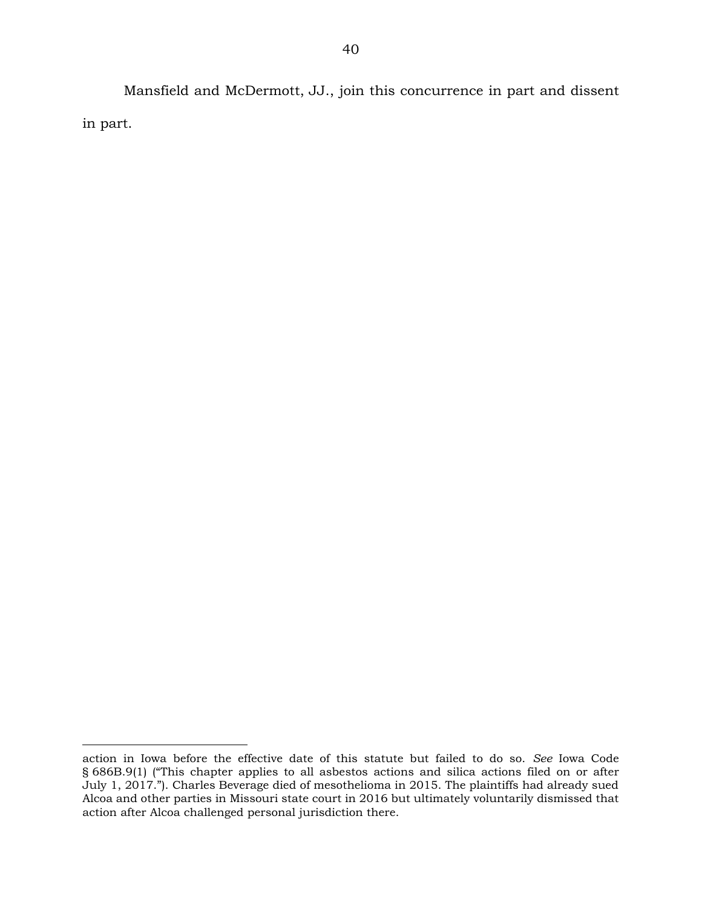Mansfield and McDermott, JJ., join this concurrence in part and dissent in part.

---

action in Iowa before the effective date of this statute but failed to do so. *See* Iowa Code § 686B.9(1) ("This chapter applies to all asbestos actions and silica actions filed on or after July 1, 2017."). Charles Beverage died of mesothelioma in 2015. The plaintiffs had already sued Alcoa and other parties in Missouri state court in 2016 but ultimately voluntarily dismissed that action after Alcoa challenged personal jurisdiction there.